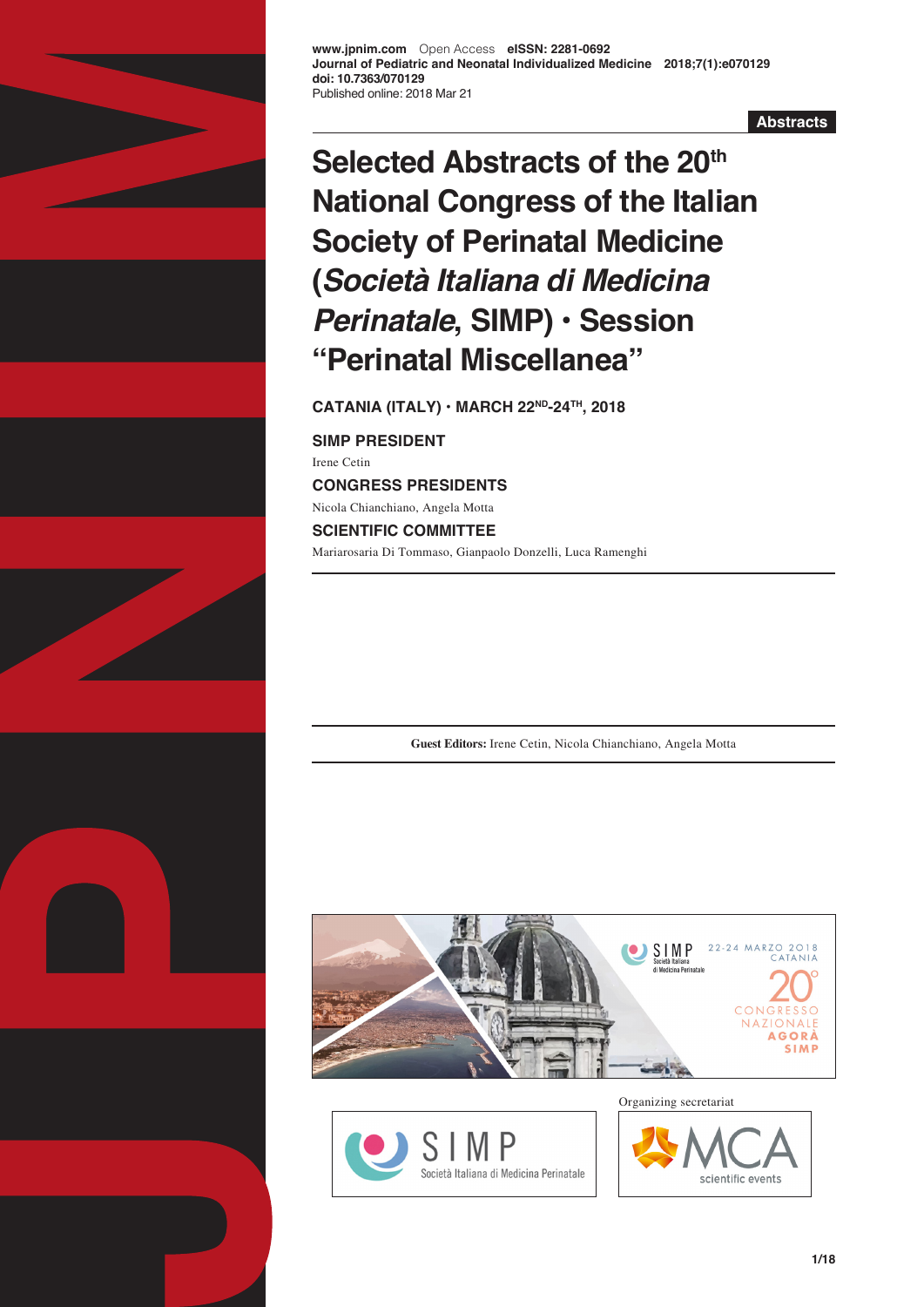www.jpnim.com Open Access **eISSN: 2281-0692**
**Journal of Pediatric and Neonatal Individualized Medicine 2018;7(1):e070129**
**doi: 10.7363/070129**
Published online: 2018 Mar 21

**Abstracts**

# Selected Abstracts of the 20th National Congress of the Italian Society of Perinatal Medicine (*Società Italiana di Medicina Perinatale*, SIMP) • Session "Perinatal Miscellanea"

**CATANIA (ITALY) • MARCH 22ND-24TH, 2018**

**SIMP PRESIDENT**

Irene Cetin

**CONGRESS PRESIDENTS**

Nicola Chianchiano, Angela Motta

**SCIENTIFIC COMMITTEE**

Mariarosaria Di Tommaso, Gianpaolo Donzelli, Luca Ramenghi

**Guest Editors:** Irene Cetin, Nicola Chianchiano, Angela Motta

Organizing secretariat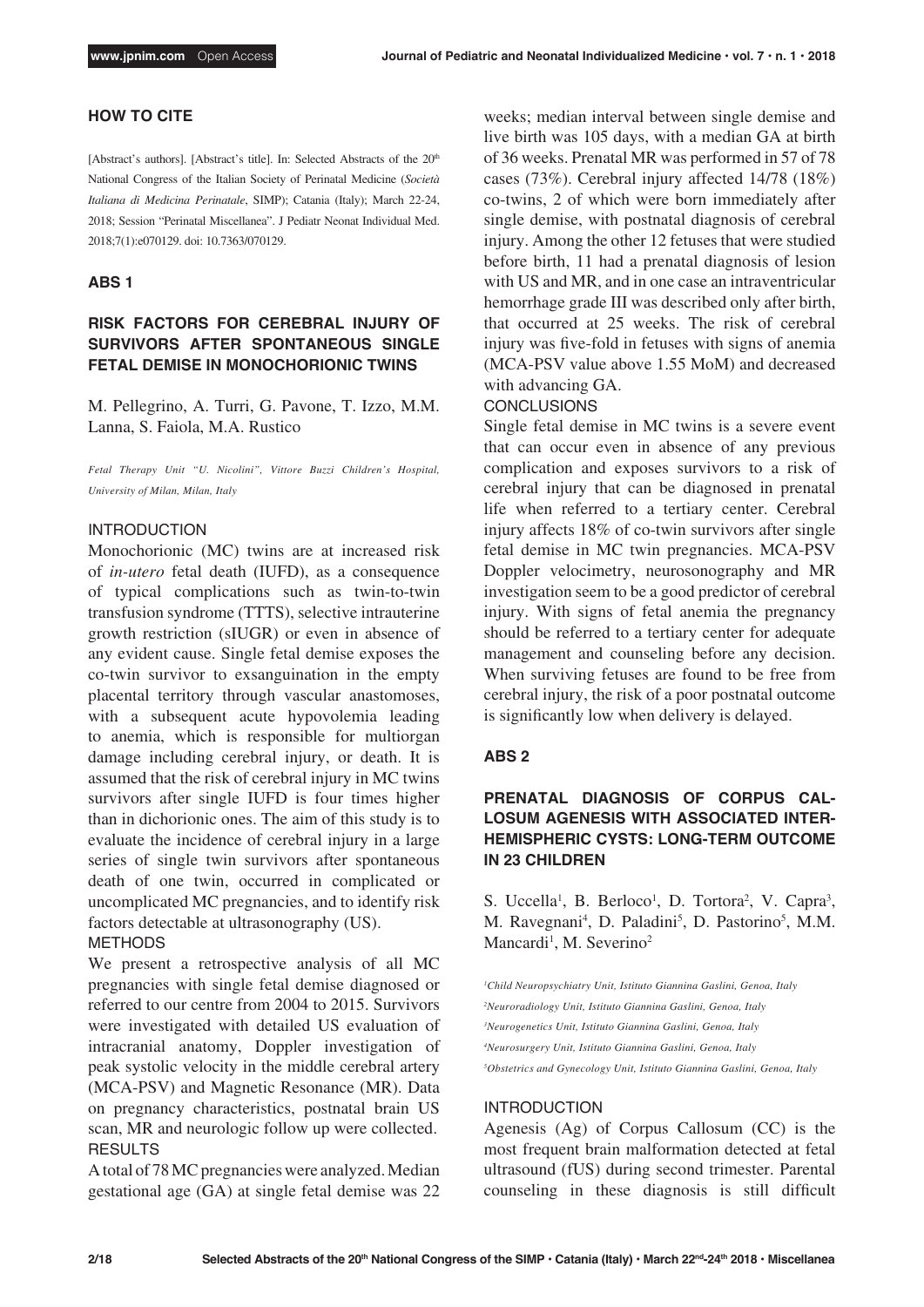## HOW TO CITE

[Abstract's authors]. [Abstract's title]. In: Selected Abstracts of the 20[th] National Congress of the Italian Society of Perinatal Medicine (*Società Italiana di Medicina Perinatale*, SIMP); Catania (Italy); March 22-24, 2018; Session "Perinatal Miscellanea". J Pediatr Neonat Individual Med. 2018;7(1):e070129. doi: 10.7363/070129.

## ABS 1

### RISK FACTORS FOR CEREBRAL INJURY OF SURVIVORS AFTER SPONTANEOUS SINGLE FETAL DEMISE IN MONOCHORIONIC TWINS

M. Pellegrino, A. Turri, G. Pavone, T. Izzo, M.M. Lanna, S. Faiola, M.A. Rustico

*Fetal Therapy Unit "U. Nicolini", Vittore Buzzi Children's Hospital, University of Milan, Milan, Italy*

#### INTRODUCTION

Monochorionic (MC) twins are at increased risk of *in-utero* fetal death (IUFD), as a consequence of typical complications such as twin-to-twin transfusion syndrome (TTTS), selective intrauterine growth restriction (sIUGR) or even in absence of any evident cause. Single fetal demise exposes the co-twin survivor to exsanguination in the empty placental territory through vascular anastomoses, with a subsequent acute hypovolemia leading to anemia, which is responsible for multiorgan damage including cerebral injury, or death. It is assumed that the risk of cerebral injury in MC twins survivors after single IUFD is four times higher than in dichorionic ones. The aim of this study is to evaluate the incidence of cerebral injury in a large series of single twin survivors after spontaneous death of one twin, occurred in complicated or uncomplicated MC pregnancies, and to identify risk factors detectable at ultrasonography (US).

#### METHODS

We present a retrospective analysis of all MC pregnancies with single fetal demise diagnosed or referred to our centre from 2004 to 2015. Survivors were investigated with detailed US evaluation of intracranial anatomy, Doppler investigation of peak systolic velocity in the middle cerebral artery (MCA-PSV) and Magnetic Resonance (MR). Data on pregnancy characteristics, postnatal brain US scan, MR and neurologic follow up were collected.

#### RESULTS

A total of 78 MC pregnancies were analyzed. Median gestational age (GA) at single fetal demise was 22 weeks; median interval between single demise and live birth was 105 days, with a median GA at birth of 36 weeks. Prenatal MR was performed in 57 of 78 cases (73%). Cerebral injury affected 14/78 (18%) co-twins, 2 of which were born immediately after single demise, with postnatal diagnosis of cerebral injury. Among the other 12 fetuses that were studied before birth, 11 had a prenatal diagnosis of lesion with US and MR, and in one case an intraventricular hemorrhage grade III was described only after birth, that occurred at 25 weeks. The risk of cerebral injury was five-fold in fetuses with signs of anemia (MCA-PSV value above 1.55 MoM) and decreased with advancing GA.

#### CONCLUSIONS

Single fetal demise in MC twins is a severe event that can occur even in absence of any previous complication and exposes survivors to a risk of cerebral injury that can be diagnosed in prenatal life when referred to a tertiary center. Cerebral injury affects 18% of co-twin survivors after single fetal demise in MC twin pregnancies. MCA-PSV Doppler velocimetry, neurosonography and MR investigation seem to be a good predictor of cerebral injury. With signs of fetal anemia the pregnancy should be referred to a tertiary center for adequate management and counseling before any decision. When surviving fetuses are found to be free from cerebral injury, the risk of a poor postnatal outcome is significantly low when delivery is delayed.

## ABS 2

### PRENATAL DIAGNOSIS OF CORPUS CALLOSUM AGENESIS WITH ASSOCIATED INTERHEMISPHERIC CYSTS: LONG-TERM OUTCOME IN 23 CHILDREN

S. Uccella[1], B. Berloco[1], D. Tortora[2], V. Capra[3], M. Ravegnani[4], D. Paladini[5], D. Pastorino[5], M.M. Mancardi[1], M. Severino[2]

*[1]Child Neuropsychiatry Unit, Istituto Giannina Gaslini, Genoa, Italy*
*[2]Neuroradiology Unit, Istituto Giannina Gaslini, Genoa, Italy*
*[3]Neurogenetics Unit, Istituto Giannina Gaslini, Genoa, Italy*
*[4]Neurosurgery Unit, Istituto Giannina Gaslini, Genoa, Italy*
*[5]Obstetrics and Gynecology Unit, Istituto Giannina Gaslini, Genoa, Italy*

#### INTRODUCTION

Agenesis (Ag) of Corpus Callosum (CC) is the most frequent brain malformation detected at fetal ultrasound (fUS) during second trimester. Parental counseling in these diagnosis is still difficult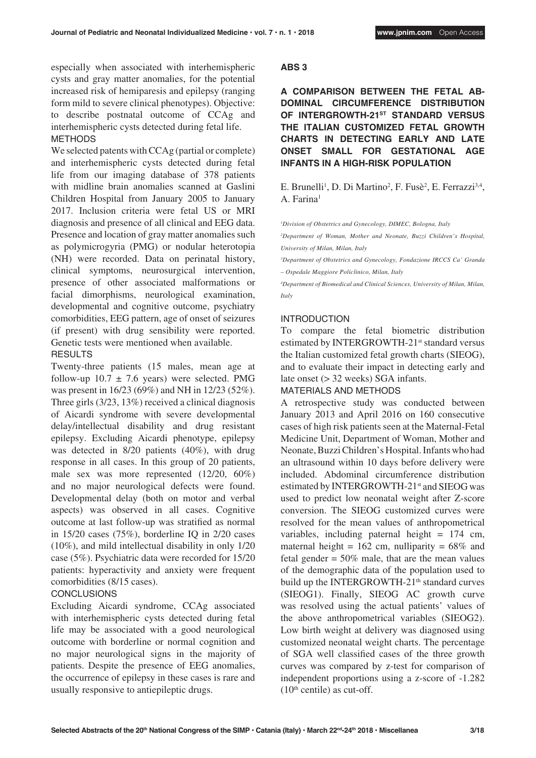especially when associated with interhemispheric cysts and gray matter anomalies, for the potential increased risk of hemiparesis and epilepsy (ranging form mild to severe clinical phenotypes). Objective: to describe postnatal outcome of CCAg and interhemispheric cysts detected during fetal life.

METHODS

We selected patents with CCAg (partial or complete) and interhemispheric cysts detected during fetal life from our imaging database of 378 patients with midline brain anomalies scanned at Gaslini Children Hospital from January 2005 to January 2017. Inclusion criteria were fetal US or MRI diagnosis and presence of all clinical and EEG data. Presence and location of gray matter anomalies such as polymicrogyria (PMG) or nodular heterotopia (NH) were recorded. Data on perinatal history, clinical symptoms, neurosurgical intervention, presence of other associated malformations or facial dimorphisms, neurological examination, developmental and cognitive outcome, psychiatry comorbidities, EEG pattern, age of onset of seizures (if present) with drug sensibility were reported. Genetic tests were mentioned when available.

RESULTS

Twenty-three patients (15 males, mean age at follow-up $10.7 \pm 7.6$ years) were selected. PMG was present in 16/23 (69%) and NH in 12/23 (52%). Three girls (3/23, 13%) received a clinical diagnosis of Aicardi syndrome with severe developmental delay/intellectual disability and drug resistant epilepsy. Excluding Aicardi phenotype, epilepsy was detected in 8/20 patients (40%), with drug response in all cases. In this group of 20 patients, male sex was more represented (12/20, 60%) and no major neurological defects were found. Developmental delay (both on motor and verbal aspects) was observed in all cases. Cognitive outcome at last follow-up was stratified as normal in 15/20 cases (75%), borderline IQ in 2/20 cases (10%), and mild intellectual disability in only 1/20 case (5%). Psychiatric data were recorded for 15/20 patients: hyperactivity and anxiety were frequent comorbidities (8/15 cases).

CONCLUSIONS

Excluding Aicardi syndrome, CCAg associated with interhemispheric cysts detected during fetal life may be associated with a good neurological outcome with borderline or normal cognition and no major neurological signs in the majority of patients. Despite the presence of EEG anomalies, the occurrence of epilepsy in these cases is rare and usually responsive to antiepileptic drugs.

## ABS 3

### A COMPARISON BETWEEN THE FETAL ABDOMINAL CIRCUMFERENCE DISTRIBUTION OF INTERGROWTH-21ST STANDARD VERSUS THE ITALIAN CUSTOMIZED FETAL GROWTH CHARTS IN DETECTING EARLY AND LATE ONSET SMALL FOR GESTATIONAL AGE INFANTS IN A HIGH-RISK POPULATION

E. Brunelli[1], D. Di Martino[2], F. Fusè[2], E. Ferrazzi[3,4], A. Farina[1]

*[1]Division of Obstetrics and Gynecology, DIMEC, Bologna, Italy*

*[2]Department of Woman, Mother and Neonate, Buzzi Children's Hospital, University of Milan, Milan, Italy*

*[3]Department of Obstetrics and Gynecology, Fondazione IRCCS Ca' Granda – Ospedale Maggiore Policlinico, Milan, Italy*

*[4]Department of Biomedical and Clinical Sciences, University of Milan, Milan, Italy*

INTRODUCTION

To compare the fetal biometric distribution estimated by INTERGROWTH-21st standard versus the Italian customized fetal growth charts (SIEOG), and to evaluate their impact in detecting early and late onset (> 32 weeks) SGA infants.

MATERIALS AND METHODS

A retrospective study was conducted between January 2013 and April 2016 on 160 consecutive cases of high risk patients seen at the Maternal-Fetal Medicine Unit, Department of Woman, Mother and Neonate, Buzzi Children's Hospital. Infants who had an ultrasound within 10 days before delivery were included. Abdominal circumference distribution estimated by INTERGROWTH-21st and SIEOG was used to predict low neonatal weight after Z-score conversion. The SIEOG customized curves were resolved for the mean values of anthropometrical variables, including paternal height = 174 cm, maternal height = 162 cm, nulliparity = 68% and fetal gender = 50% male, that are the mean values of the demographic data of the population used to build up the INTERGROWTH-21th standard curves (SIEOG1). Finally, SIEOG AC growth curve was resolved using the actual patients' values of the above anthropometrical variables (SIEOG2). Low birth weight at delivery was diagnosed using customized neonatal weight charts. The percentage of SGA well classified cases of the three growth curves was compared by z-test for comparison of independent proportions using a z-score of -1.282 (10th centile) as cut-off.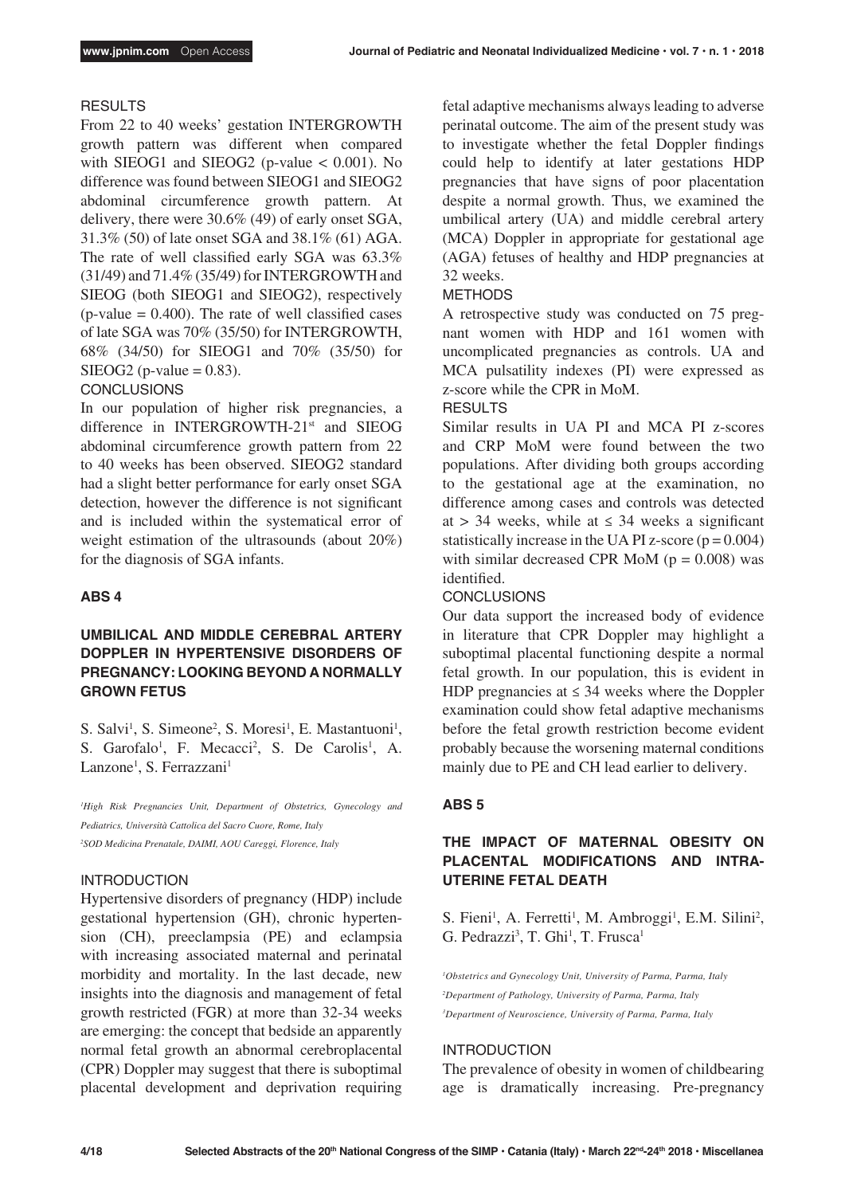RESULTS

From 22 to 40 weeks' gestation INTERGROWTH growth pattern was different when compared with SIEOG1 and SIEOG2 (p-value $< 0.001$). No difference was found between SIEOG1 and SIEOG2 abdominal circumference growth pattern. At delivery, there were 30.6% (49) of early onset SGA, 31.3% (50) of late onset SGA and 38.1% (61) AGA. The rate of well classified early SGA was 63.3% (31/49) and 71.4% (35/49) for INTERGROWTH and SIEOG (both SIEOG1 and SIEOG2), respectively (p-value $= 0.400$). The rate of well classified cases of late SGA was 70% (35/50) for INTERGROWTH, 68% (34/50) for SIEOG1 and 70% (35/50) for SIEOG2 (p-value $= 0.83$).

CONCLUSIONS

In our population of higher risk pregnancies, a difference in INTERGROWTH-21[st] and SIEOG abdominal circumference growth pattern from 22 to 40 weeks has been observed. SIEOG2 standard had a slight better performance for early onset SGA detection, however the difference is not significant and is included within the systematical error of weight estimation of the ultrasounds (about 20%) for the diagnosis of SGA infants.

## ABS 4

### UMBILICAL AND MIDDLE CEREBRAL ARTERY DOPPLER IN HYPERTENSIVE DISORDERS OF PREGNANCY: LOOKING BEYOND A NORMALLY GROWN FETUS

S. Salvi[1], S. Simeone[2], S. Moresi[1], E. Mastantuoni[1], S. Garofalo[1], F. Mecacci[2], S. De Carolis[1], A. Lanzone[1], S. Ferrazzani[1]

*[1]High Risk Pregnancies Unit, Department of Obstetrics, Gynecology and Pediatrics, Università Cattolica del Sacro Cuore, Rome, Italy*
*[2]SOD Medicina Prenatale, DAIMI, AOU Careggi, Florence, Italy*

INTRODUCTION

Hypertensive disorders of pregnancy (HDP) include gestational hypertension (GH), chronic hypertension (CH), preeclampsia (PE) and eclampsia with increasing associated maternal and perinatal morbidity and mortality. In the last decade, new insights into the diagnosis and management of fetal growth restricted (FGR) at more than 32-34 weeks are emerging: the concept that beside an apparently normal fetal growth an abnormal cerebroplacental (CPR) Doppler may suggest that there is suboptimal placental development and deprivation requiring fetal adaptive mechanisms always leading to adverse perinatal outcome. The aim of the present study was to investigate whether the fetal Doppler findings could help to identify at later gestations HDP pregnancies that have signs of poor placentation despite a normal growth. Thus, we examined the umbilical artery (UA) and middle cerebral artery (MCA) Doppler in appropriate for gestational age (AGA) fetuses of healthy and HDP pregnancies at 32 weeks.

METHODS

A retrospective study was conducted on 75 pregnant women with HDP and 161 women with uncomplicated pregnancies as controls. UA and MCA pulsatility indexes (PI) were expressed as z-score while the CPR in MoM.

RESULTS

Similar results in UA PI and MCA PI z-scores and CRP MoM were found between the two populations. After dividing both groups according to the gestational age at the examination, no difference among cases and controls was detected at $> 34$ weeks, while at $\leq 34$ weeks a significant statistically increase in the UA PI z-score ($p = 0.004$) with similar decreased CPR MoM ($p = 0.008$) was identified.

CONCLUSIONS

Our data support the increased body of evidence in literature that CPR Doppler may highlight a suboptimal placental functioning despite a normal fetal growth. In our population, this is evident in HDP pregnancies at $\leq 34$ weeks where the Doppler examination could show fetal adaptive mechanisms before the fetal growth restriction become evident probably because the worsening maternal conditions mainly due to PE and CH lead earlier to delivery.

## ABS 5

### THE IMPACT OF MATERNAL OBESITY ON PLACENTAL MODIFICATIONS AND INTRA-UTERINE FETAL DEATH

S. Fieni[1], A. Ferretti[1], M. Ambroggi[1], E.M. Silini[2], G. Pedrazzi[3], T. Ghi[1], T. Frusca[1]

*[1]Obstetrics and Gynecology Unit, University of Parma, Parma, Italy*
*[2]Department of Pathology, University of Parma, Parma, Italy*
*[3]Department of Neuroscience, University of Parma, Parma, Italy*

INTRODUCTION

The prevalence of obesity in women of childbearing age is dramatically increasing. Pre-pregnancy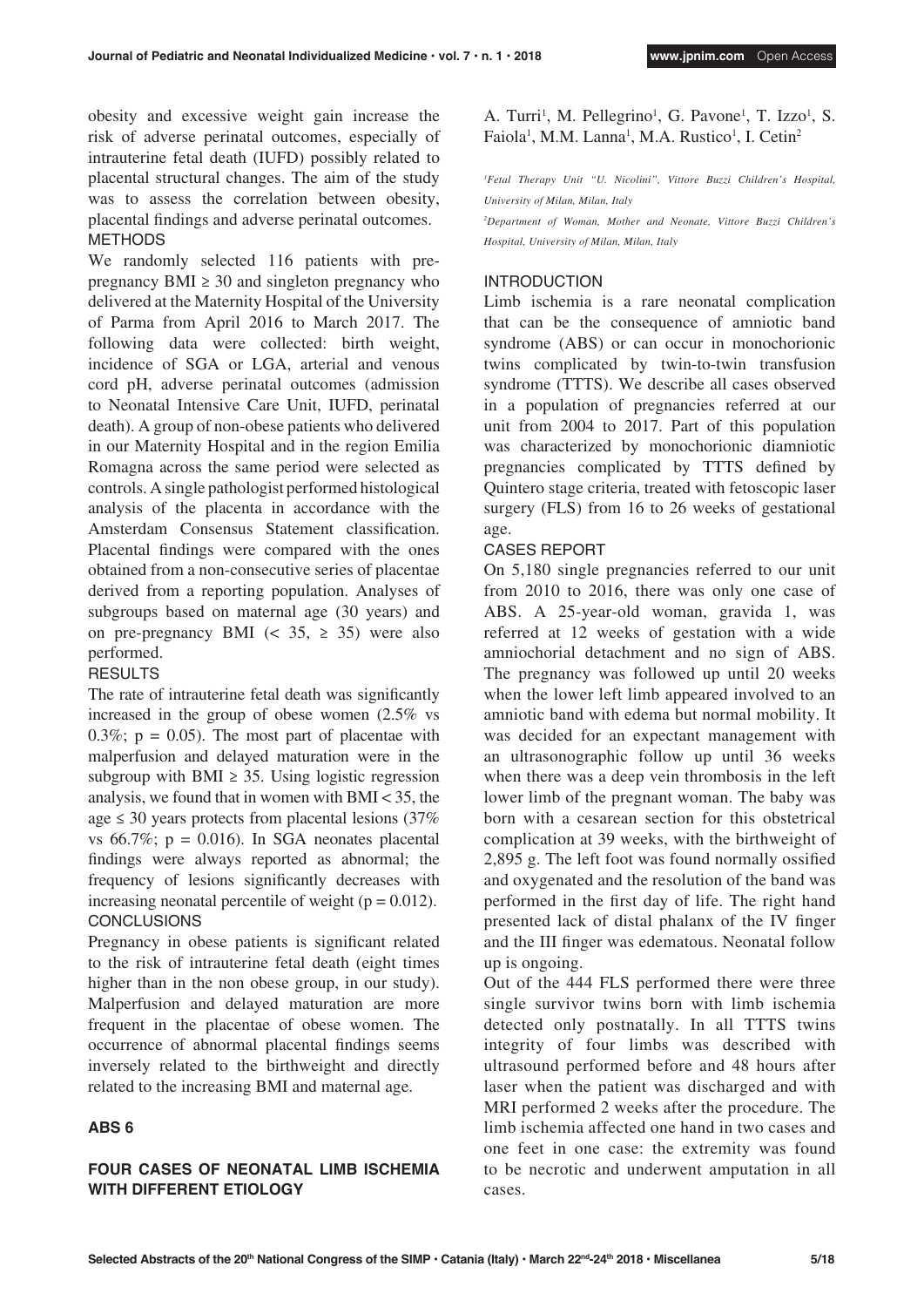obesity and excessive weight gain increase the risk of adverse perinatal outcomes, especially of intrauterine fetal death (IUFD) possibly related to placental structural changes. The aim of the study was to assess the correlation between obesity, placental findings and adverse perinatal outcomes.

METHODS

We randomly selected 116 patients with pre-pregnancy BMI ≥ 30 and singleton pregnancy who delivered at the Maternity Hospital of the University of Parma from April 2016 to March 2017. The following data were collected: birth weight, incidence of SGA or LGA, arterial and venous cord pH, adverse perinatal outcomes (admission to Neonatal Intensive Care Unit, IUFD, perinatal death). A group of non-obese patients who delivered in our Maternity Hospital and in the region Emilia Romagna across the same period were selected as controls. A single pathologist performed histological analysis of the placenta in accordance with the Amsterdam Consensus Statement classification. Placental findings were compared with the ones obtained from a non-consecutive series of placentae derived from a reporting population. Analyses of subgroups based on maternal age (30 years) and on pre-pregnancy BMI (< 35, ≥ 35) were also performed.

RESULTS

The rate of intrauterine fetal death was significantly increased in the group of obese women (2.5% vs 0.3%; p = 0.05). The most part of placentae with malperfusion and delayed maturation were in the subgroup with BMI ≥ 35. Using logistic regression analysis, we found that in women with BMI < 35, the age ≤ 30 years protects from placental lesions (37% vs 66.7%; p = 0.016). In SGA neonates placental findings were always reported as abnormal; the frequency of lesions significantly decreases with increasing neonatal percentile of weight (p = 0.012).

CONCLUSIONS

Pregnancy in obese patients is significant related to the risk of intrauterine fetal death (eight times higher than in the non obese group, in our study). Malperfusion and delayed maturation are more frequent in the placentae of obese women. The occurrence of abnormal placental findings seems inversely related to the birthweight and directly related to the increasing BMI and maternal age.

## ABS 6

### FOUR CASES OF NEONATAL LIMB ISCHEMIA WITH DIFFERENT ETIOLOGY

A. Turri[1], M. Pellegrino[1], G. Pavone[1], T. Izzo[1], S. Faiola[1], M.M. Lanna[1], M.A. Rustico[1], I. Cetin[2]

*[1]Fetal Therapy Unit "U. Nicolini", Vittore Buzzi Children's Hospital, University of Milan, Milan, Italy*

*[2]Department of Woman, Mother and Neonate, Vittore Buzzi Children's Hospital, University of Milan, Milan, Italy*

INTRODUCTION

Limb ischemia is a rare neonatal complication that can be the consequence of amniotic band syndrome (ABS) or can occur in monochorionic twins complicated by twin-to-twin transfusion syndrome (TTTS). We describe all cases observed in a population of pregnancies referred at our unit from 2004 to 2017. Part of this population was characterized by monochorionic diamniotic pregnancies complicated by TTTS defined by Quintero stage criteria, treated with fetoscopic laser surgery (FLS) from 16 to 26 weeks of gestational age.

CASES REPORT

On 5,180 single pregnancies referred to our unit from 2010 to 2016, there was only one case of ABS. A 25-year-old woman, gravida 1, was referred at 12 weeks of gestation with a wide amniochorial detachment and no sign of ABS. The pregnancy was followed up until 20 weeks when the lower left limb appeared involved to an amniotic band with edema but normal mobility. It was decided for an expectant management with an ultrasonographic follow up until 36 weeks when there was a deep vein thrombosis in the left lower limb of the pregnant woman. The baby was born with a cesarean section for this obstetrical complication at 39 weeks, with the birthweight of 2,895 g. The left foot was found normally ossified and oxygenated and the resolution of the band was performed in the first day of life. The right hand presented lack of distal phalanx of the IV finger and the III finger was edematous. Neonatal follow up is ongoing.

Out of the 444 FLS performed there were three single survivor twins born with limb ischemia detected only postnatally. In all TTTS twins integrity of four limbs was described with ultrasound performed before and 48 hours after laser when the patient was discharged and with MRI performed 2 weeks after the procedure. The limb ischemia affected one hand in two cases and one feet in one case: the extremity was found to be necrotic and underwent amputation in all cases.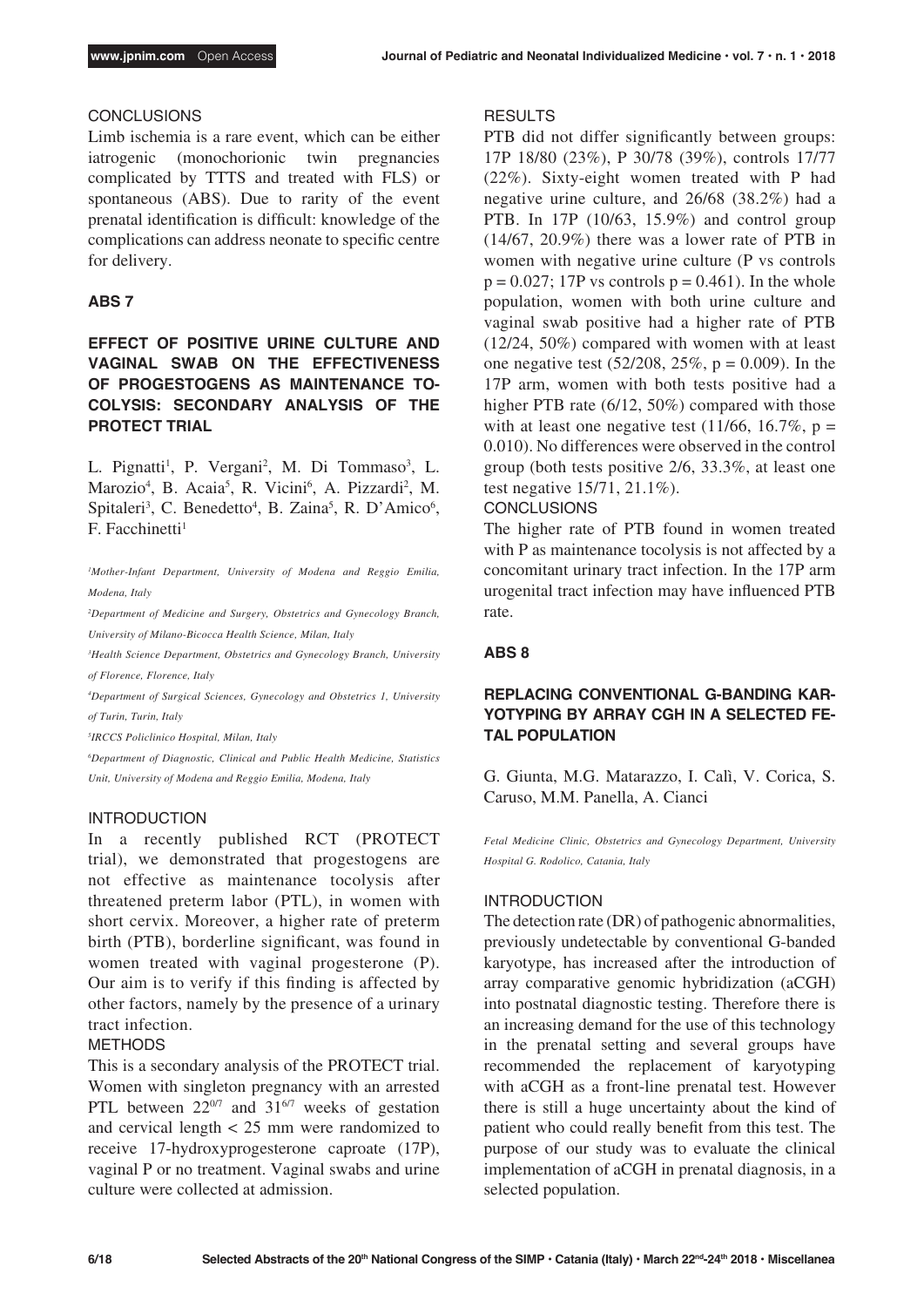### CONCLUSIONS

Limb ischemia is a rare event, which can be either iatrogenic (monochorionic twin pregnancies complicated by TTTS and treated with FLS) or spontaneous (ABS). Due to rarity of the event prenatal identification is difficult: knowledge of the complications can address neonate to specific centre for delivery.

## ABS 7

## EFFECT OF POSITIVE URINE CULTURE AND VAGINAL SWAB ON THE EFFECTIVENESS OF PROGESTOGENS AS MAINTENANCE TOCOLYSIS: SECONDARY ANALYSIS OF THE PROTECT TRIAL

L. Pignatti[1], P. Vergani[2], M. Di Tommaso[3], L. Marozio[4], B. Acaia[5], R. Vicini[6], A. Pizzardi[2], M. Spitaleri[3], C. Benedetto[4], B. Zaina[5], R. D'Amico[6], F. Facchinetti[1]

*[1]Mother-Infant Department, University of Modena and Reggio Emilia, Modena, Italy*

*[2]Department of Medicine and Surgery, Obstetrics and Gynecology Branch, University of Milano-Bicocca Health Science, Milan, Italy*

*[3]Health Science Department, Obstetrics and Gynecology Branch, University of Florence, Florence, Italy*

*[4]Department of Surgical Sciences, Gynecology and Obstetrics 1, University of Turin, Turin, Italy*

*[5]IRCCS Policlinico Hospital, Milan, Italy*

*[6]Department of Diagnostic, Clinical and Public Health Medicine, Statistics Unit, University of Modena and Reggio Emilia, Modena, Italy*

### INTRODUCTION

In a recently published RCT (PROTECT trial), we demonstrated that progestogens are not effective as maintenance tocolysis after threatened preterm labor (PTL), in women with short cervix. Moreover, a higher rate of preterm birth (PTB), borderline significant, was found in women treated with vaginal progesterone (P). Our aim is to verify if this finding is affected by other factors, namely by the presence of a urinary tract infection.

### METHODS

This is a secondary analysis of the PROTECT trial. Women with singleton pregnancy with an arrested PTL between $22^{0/7}$ and $31^{6/7}$ weeks of gestation and cervical length < 25 mm were randomized to receive 17-hydroxyprogesterone caproate (17P), vaginal P or no treatment. Vaginal swabs and urine culture were collected at admission.

### RESULTS

PTB did not differ significantly between groups: 17P 18/80 (23%), P 30/78 (39%), controls 17/77 (22%). Sixty-eight women treated with P had negative urine culture, and 26/68 (38.2%) had a PTB. In 17P (10/63, 15.9%) and control group (14/67, 20.9%) there was a lower rate of PTB in women with negative urine culture (P vs controls $p = 0.027$; 17P vs controls $p = 0.461$). In the whole population, women with both urine culture and vaginal swab positive had a higher rate of PTB (12/24, 50%) compared with women with at least one negative test (52/208, 25%, $p = 0.009$). In the 17P arm, women with both tests positive had a higher PTB rate (6/12, 50%) compared with those with at least one negative test (11/66, 16.7%, $p = 0.010$). No differences were observed in the control group (both tests positive 2/6, 33.3%, at least one test negative 15/71, 21.1%).

### CONCLUSIONS

The higher rate of PTB found in women treated with P as maintenance tocolysis is not affected by a concomitant urinary tract infection. In the 17P arm urogenital tract infection may have influenced PTB rate.

## ABS 8

## REPLACING CONVENTIONAL G-BANDING KARYOTYPING BY ARRAY CGH IN A SELECTED FETAL POPULATION

G. Giunta, M.G. Matarazzo, I. Calì, V. Corica, S. Caruso, M.M. Panella, A. Cianci

*Fetal Medicine Clinic, Obstetrics and Gynecology Department, University Hospital G. Rodolico, Catania, Italy*

### INTRODUCTION

The detection rate (DR) of pathogenic abnormalities, previously undetectable by conventional G-banded karyotype, has increased after the introduction of array comparative genomic hybridization (aCGH) into postnatal diagnostic testing. Therefore there is an increasing demand for the use of this technology in the prenatal setting and several groups have recommended the replacement of karyotyping with aCGH as a front-line prenatal test. However there is still a huge uncertainty about the kind of patient who could really benefit from this test. The purpose of our study was to evaluate the clinical implementation of aCGH in prenatal diagnosis, in a selected population.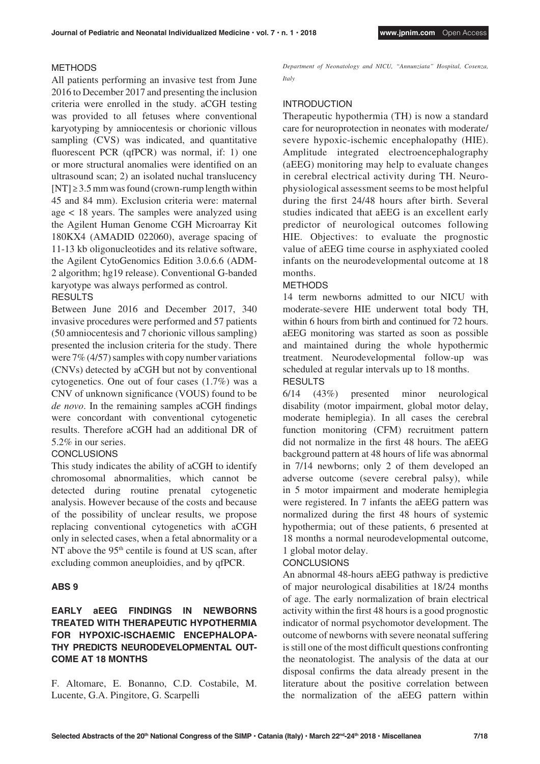### METHODS

All patients performing an invasive test from June 2016 to December 2017 and presenting the inclusion criteria were enrolled in the study. aCGH testing was provided to all fetuses where conventional karyotyping by amniocentesis or chorionic villous sampling (CVS) was indicated, and quantitative fluorescent PCR (qfPCR) was normal, if: 1) one or more structural anomalies were identified on an ultrasound scan; 2) an isolated nuchal translucency [NT] ≥ 3.5 mm was found (crown-rump length within 45 and 84 mm). Exclusion criteria were: maternal age < 18 years. The samples were analyzed using the Agilent Human Genome CGH Microarray Kit 180KX4 (AMADID 022060), average spacing of 11-13 kb oligonucleotides and its relative software, the Agilent CytoGenomics Edition 3.0.6.6 (ADM-2 algorithm; hg19 release). Conventional G-banded karyotype was always performed as control.

### RESULTS

Between June 2016 and December 2017, 340 invasive procedures were performed and 57 patients (50 amniocentesis and 7 chorionic villous sampling) presented the inclusion criteria for the study. There were 7% (4/57) samples with copy number variations (CNVs) detected by aCGH but not by conventional cytogenetics. One out of four cases (1.7%) was a CNV of unknown significance (VOUS) found to be *de novo*. In the remaining samples aCGH findings were concordant with conventional cytogenetic results. Therefore aCGH had an additional DR of 5.2% in our series.

### CONCLUSIONS

This study indicates the ability of aCGH to identify chromosomal abnormalities, which cannot be detected during routine prenatal cytogenetic analysis. However because of the costs and because of the possibility of unclear results, we propose replacing conventional cytogenetics with aCGH only in selected cases, when a fetal abnormality or a NT above the 95$^{th}$ centile is found at US scan, after excluding common aneuploidies, and by qfPCR.

## ABS 9

## EARLY aEEG FINDINGS IN NEWBORNS TREATED WITH THERAPEUTIC HYPOTHERMIA FOR HYPOXIC-ISCHAEMIC ENCEPHALOPATHY PREDICTS NEURODEVELOPMENTAL OUTCOME AT 18 MONTHS

F. Altomare, E. Bonanno, C.D. Costabile, M. Lucente, G.A. Pingitore, G. Scarpelli

*Department of Neonatology and NICU, "Annunziata" Hospital, Cosenza, Italy*

### INTRODUCTION

Therapeutic hypothermia (TH) is now a standard care for neuroprotection in neonates with moderate/severe hypoxic-ischemic encephalopathy (HIE). Amplitude integrated electroencephalography (aEEG) monitoring may help to evaluate changes in cerebral electrical activity during TH. Neurophysiological assessment seems to be most helpful during the first 24/48 hours after birth. Several studies indicated that aEEG is an excellent early predictor of neurological outcomes following HIE. Objectives: to evaluate the prognostic value of aEEG time course in asphyxiated cooled infants on the neurodevelopmental outcome at 18 months.

### METHODS

14 term newborns admitted to our NICU with moderate-severe HIE underwent total body TH, within 6 hours from birth and continued for 72 hours. aEEG monitoring was started as soon as possible and maintained during the whole hypothermic treatment. Neurodevelopmental follow-up was scheduled at regular intervals up to 18 months.

### RESULTS

6/14 (43%) presented minor neurological disability (motor impairment, global motor delay, moderate hemiplegia). In all cases the cerebral function monitoring (CFM) recruitment pattern did not normalize in the first 48 hours. The aEEG background pattern at 48 hours of life was abnormal in 7/14 newborns; only 2 of them developed an adverse outcome (severe cerebral palsy), while in 5 motor impairment and moderate hemiplegia were registered. In 7 infants the aEEG pattern was normalized during the first 48 hours of systemic hypothermia; out of these patients, 6 presented at 18 months a normal neurodevelopmental outcome, 1 global motor delay.

### CONCLUSIONS

An abnormal 48-hours aEEG pathway is predictive of major neurological disabilities at 18/24 months of age. The early normalization of brain electrical activity within the first 48 hours is a good prognostic indicator of normal psychomotor development. The outcome of newborns with severe neonatal suffering is still one of the most difficult questions confronting the neonatologist. The analysis of the data at our disposal confirms the data already present in the literature about the positive correlation between the normalization of the aEEG pattern within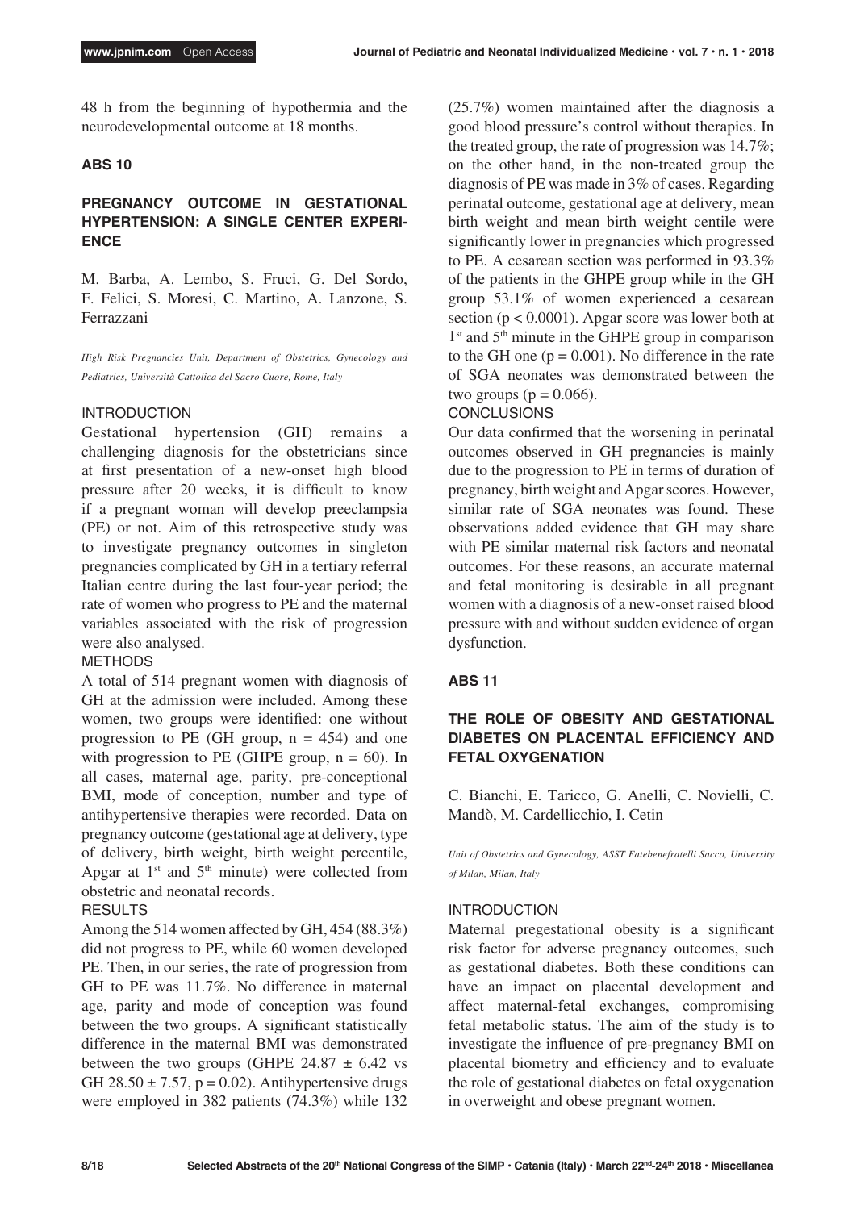48 h from the beginning of hypothermia and the neurodevelopmental outcome at 18 months.

## ABS 10

### PREGNANCY OUTCOME IN GESTATIONAL HYPERTENSION: A SINGLE CENTER EXPERIENCE

M. Barba, A. Lembo, S. Fruci, G. Del Sordo, F. Felici, S. Moresi, C. Martino, A. Lanzone, S. Ferrazzani

*High Risk Pregnancies Unit, Department of Obstetrics, Gynecology and Pediatrics, Università Cattolica del Sacro Cuore, Rome, Italy*

#### INTRODUCTION

Gestational hypertension (GH) remains a challenging diagnosis for the obstetricians since at first presentation of a new-onset high blood pressure after 20 weeks, it is difficult to know if a pregnant woman will develop preeclampsia (PE) or not. Aim of this retrospective study was to investigate pregnancy outcomes in singleton pregnancies complicated by GH in a tertiary referral Italian centre during the last four-year period; the rate of women who progress to PE and the maternal variables associated with the risk of progression were also analysed.

#### METHODS

A total of 514 pregnant women with diagnosis of GH at the admission were included. Among these women, two groups were identified: one without progression to PE (GH group, $n = 454$) and one with progression to PE (GHPE group, $n = 60$). In all cases, maternal age, parity, pre-conceptional BMI, mode of conception, number and type of antihypertensive therapies were recorded. Data on pregnancy outcome (gestational age at delivery, type of delivery, birth weight, birth weight percentile, Apgar at 1st and 5th minute) were collected from obstetric and neonatal records.

#### RESULTS

Among the 514 women affected by GH, 454 (88.3%) did not progress to PE, while 60 women developed PE. Then, in our series, the rate of progression from GH to PE was 11.7%. No difference in maternal age, parity and mode of conception was found between the two groups. A significant statistically difference in the maternal BMI was demonstrated between the two groups (GHPE $24.87 \pm 6.42$ vs GH $28.50 \pm 7.57$, $p = 0.02$). Antihypertensive drugs were employed in 382 patients (74.3%) while 132 (25.7%) women maintained after the diagnosis a good blood pressure's control without therapies. In the treated group, the rate of progression was 14.7%; on the other hand, in the non-treated group the diagnosis of PE was made in 3% of cases. Regarding perinatal outcome, gestational age at delivery, mean birth weight and mean birth weight centile were significantly lower in pregnancies which progressed to PE. A cesarean section was performed in 93.3% of the patients in the GHPE group while in the GH group 53.1% of women experienced a cesarean section ($p < 0.0001$). Apgar score was lower both at 1st and 5th minute in the GHPE group in comparison to the GH one ($p = 0.001$). No difference in the rate of SGA neonates was demonstrated between the two groups ($p = 0.066$).

#### CONCLUSIONS

Our data confirmed that the worsening in perinatal outcomes observed in GH pregnancies is mainly due to the progression to PE in terms of duration of pregnancy, birth weight and Apgar scores. However, similar rate of SGA neonates was found. These observations added evidence that GH may share with PE similar maternal risk factors and neonatal outcomes. For these reasons, an accurate maternal and fetal monitoring is desirable in all pregnant women with a diagnosis of a new-onset raised blood pressure with and without sudden evidence of organ dysfunction.

## ABS 11

### THE ROLE OF OBESITY AND GESTATIONAL DIABETES ON PLACENTAL EFFICIENCY AND FETAL OXYGENATION

C. Bianchi, E. Taricco, G. Anelli, C. Novielli, C. Mandò, M. Cardellicchio, I. Cetin

*Unit of Obstetrics and Gynecology, ASST Fatebenefratelli Sacco, University of Milan, Milan, Italy*

#### INTRODUCTION

Maternal pregestational obesity is a significant risk factor for adverse pregnancy outcomes, such as gestational diabetes. Both these conditions can have an impact on placental development and affect maternal-fetal exchanges, compromising fetal metabolic status. The aim of the study is to investigate the influence of pre-pregnancy BMI on placental biometry and efficiency and to evaluate the role of gestational diabetes on fetal oxygenation in overweight and obese pregnant women.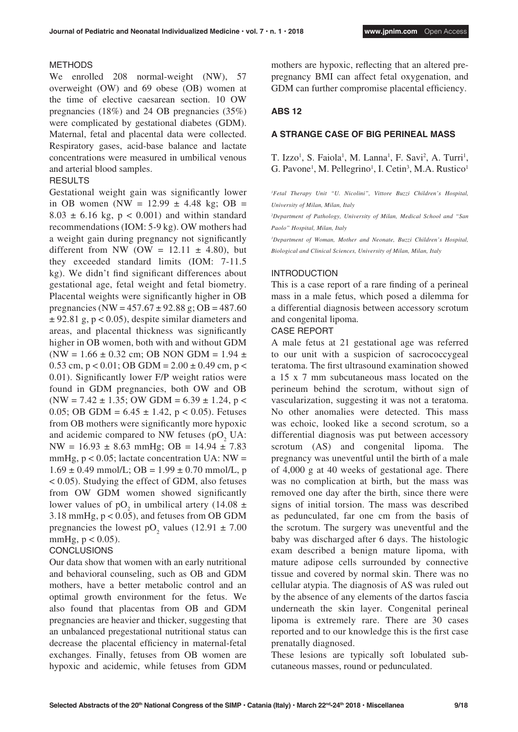METHODS

We enrolled 208 normal-weight (NW), 57 overweight (OW) and 69 obese (OB) women at the time of elective caesarean section. 10 OW pregnancies (18%) and 24 OB pregnancies (35%) were complicated by gestational diabetes (GDM). Maternal, fetal and placental data were collected. Respiratory gases, acid-base balance and lactate concentrations were measured in umbilical venous and arterial blood samples.

RESULTS

Gestational weight gain was significantly lower in OB women (NW = 12.99 ± 4.48 kg; OB = 8.03 ± 6.16 kg, $p < 0.001$) and within standard recommendations (IOM: 5-9 kg). OW mothers had a weight gain during pregnancy not significantly different from NW (OW = 12.11 ± 4.80), but they exceeded standard limits (IOM: 7-11.5 kg). We didn't find significant differences about gestational age, fetal weight and fetal biometry. Placental weights were significantly higher in OB pregnancies (NW = 457.67 ± 92.88 g; OB = 487.60 ± 92.81 g, $p < 0.05$), despite similar diameters and areas, and placental thickness was significantly higher in OB women, both with and without GDM (NW = 1.66 ± 0.32 cm; OB NON GDM = 1.94 ± 0.53 cm, $p < 0.01$; OB GDM = 2.00 ± 0.49 cm, $p < 0.01$). Significantly lower F/P weight ratios were found in GDM pregnancies, both OW and OB (NW = 7.42 ± 1.35; OW GDM = 6.39 ± 1.24, $p < 0.05$; OB GDM = 6.45 ± 1.42, $p < 0.05$). Fetuses from OB mothers were significantly more hypoxic and acidemic compared to NW fetuses ($pO_2$ UA: NW = 16.93 ± 8.63 mmHg; OB = 14.94 ± 7.83 mmHg, $p < 0.05$; lactate concentration UA: NW = 1.69 ± 0.49 mmol/L; OB = 1.99 ± 0.70 mmol/L, $p < 0.05$). Studying the effect of GDM, also fetuses from OW GDM women showed significantly lower values of $pO_2$ in umbilical artery (14.08 ± 3.18 mmHg, $p < 0.05$), and fetuses from OB GDM pregnancies the lowest $pO_2$ values (12.91 ± 7.00 mmHg, $p < 0.05$).

CONCLUSIONS

Our data show that women with an early nutritional and behavioral counseling, such as OB and GDM mothers, have a better metabolic control and an optimal growth environment for the fetus. We also found that placentas from OB and GDM pregnancies are heavier and thicker, suggesting that an unbalanced pregestational nutritional status can decrease the placental efficiency in maternal-fetal exchanges. Finally, fetuses from OB women are hypoxic and acidemic, while fetuses from GDM mothers are hypoxic, reflecting that an altered pre-pregnancy BMI can affect fetal oxygenation, and GDM can further compromise placental efficiency.

## ABS 12

## A STRANGE CASE OF BIG PERINEAL MASS

T. Izzo[1], S. Faiola[1], M. Lanna[1], F. Savi[2], A. Turri[1], G. Pavone[1], M. Pellegrino[1], I. Cetin[3], M.A. Rustico[1]

*[1]Fetal Therapy Unit "U. Nicolini", Vittore Buzzi Children's Hospital, University of Milan, Milan, Italy*

*[2]Department of Pathology, University of Milan, Medical School and "San Paolo" Hospital, Milan, Italy*

*[3]Department of Woman, Mother and Neonate, Buzzi Children's Hospital, Biological and Clinical Sciences, University of Milan, Milan, Italy*

INTRODUCTION

This is a case report of a rare finding of a perineal mass in a male fetus, which posed a dilemma for a differential diagnosis between accessory scrotum and congenital lipoma.

CASE REPORT

A male fetus at 21 gestational age was referred to our unit with a suspicion of sacrococcygeal teratoma. The first ultrasound examination showed a 15 x 7 mm subcutaneous mass located on the perineum behind the scrotum, without sign of vascularization, suggesting it was not a teratoma. No other anomalies were detected. This mass was echoic, looked like a second scrotum, so a differential diagnosis was put between accessory scrotum (AS) and congenital lipoma. The pregnancy was uneventful until the birth of a male of 4,000 g at 40 weeks of gestational age. There was no complication at birth, but the mass was removed one day after the birth, since there were signs of initial torsion. The mass was described as pedunculated, far one cm from the basis of the scrotum. The surgery was uneventful and the baby was discharged after 6 days. The histologic exam described a benign mature lipoma, with mature adipose cells surrounded by connective tissue and covered by normal skin. There was no cellular atypia. The diagnosis of AS was ruled out by the absence of any elements of the dartos fascia underneath the skin layer. Congenital perineal lipoma is extremely rare. There are 30 cases reported and to our knowledge this is the first case prenatally diagnosed.

These lesions are typically soft lobulated subcutaneous masses, round or pedunculated.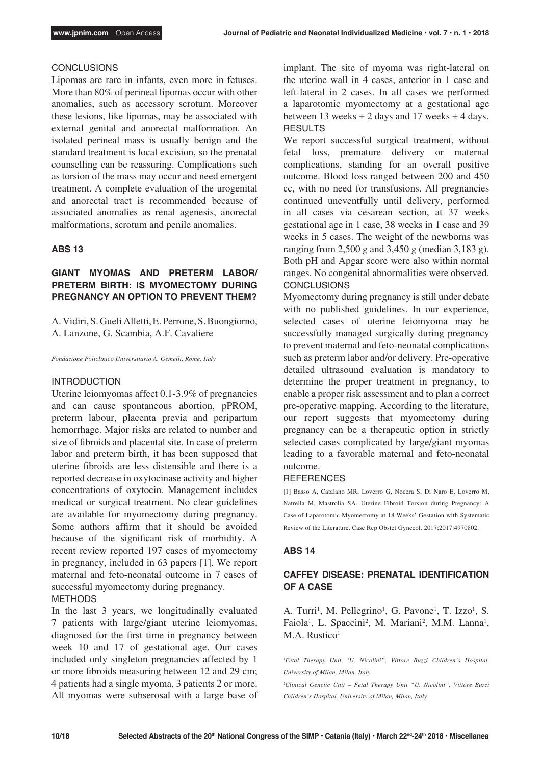### CONCLUSIONS

Lipomas are rare in infants, even more in fetuses. More than 80% of perineal lipomas occur with other anomalies, such as accessory scrotum. Moreover these lesions, like lipomas, may be associated with external genital and anorectal malformation. An isolated perineal mass is usually benign and the standard treatment is local excision, so the prenatal counselling can be reassuring. Complications such as torsion of the mass may occur and need emergent treatment. A complete evaluation of the urogenital and anorectal tract is recommended because of associated anomalies as renal agenesis, anorectal malformations, scrotum and penile anomalies.

## ABS 13

## GIANT MYOMAS AND PRETERM LABOR/ PRETERM BIRTH: IS MYOMECTOMY DURING PREGNANCY AN OPTION TO PREVENT THEM?

A. Vidiri, S. Gueli Alletti, E. Perrone, S. Buongiorno, A. Lanzone, G. Scambia, A.F. Cavaliere

*Fondazione Policlinico Universitario A. Gemelli, Rome, Italy*

### INTRODUCTION

Uterine leiomyomas affect 0.1-3.9% of pregnancies and can cause spontaneous abortion, pPROM, preterm labour, placenta previa and peripartum hemorrhage. Major risks are related to number and size of fibroids and placental site. In case of preterm labor and preterm birth, it has been supposed that uterine fibroids are less distensible and there is a reported decrease in oxytocinase activity and higher concentrations of oxytocin. Management includes medical or surgical treatment. No clear guidelines are available for myomectomy during pregnancy. Some authors affirm that it should be avoided because of the significant risk of morbidity. A recent review reported 197 cases of myomectomy in pregnancy, included in 63 papers [1]. We report maternal and feto-neonatal outcome in 7 cases of successful myomectomy during pregnancy.

### METHODS

In the last 3 years, we longitudinally evaluated 7 patients with large/giant uterine leiomyomas, diagnosed for the first time in pregnancy between week 10 and 17 of gestational age. Our cases included only singleton pregnancies affected by 1 or more fibroids measuring between 12 and 29 cm; 4 patients had a single myoma, 3 patients 2 or more. All myomas were subserosal with a large base of implant. The site of myoma was right-lateral on the uterine wall in 4 cases, anterior in 1 case and left-lateral in 2 cases. In all cases we performed a laparotomic myomectomy at a gestational age between 13 weeks + 2 days and 17 weeks + 4 days.

### RESULTS

We report successful surgical treatment, without fetal loss, premature delivery or maternal complications, standing for an overall positive outcome. Blood loss ranged between 200 and 450 cc, with no need for transfusions. All pregnancies continued uneventfully until delivery, performed in all cases via cesarean section, at 37 weeks gestational age in 1 case, 38 weeks in 1 case and 39 weeks in 5 cases. The weight of the newborns was ranging from 2,500 g and 3,450 g (median 3,183 g). Both pH and Apgar score were also within normal ranges. No congenital abnormalities were observed.

### CONCLUSIONS

Myomectomy during pregnancy is still under debate with no published guidelines. In our experience, selected cases of uterine leiomyoma may be successfully managed surgically during pregnancy to prevent maternal and feto-neonatal complications such as preterm labor and/or delivery. Pre-operative detailed ultrasound evaluation is mandatory to determine the proper treatment in pregnancy, to enable a proper risk assessment and to plan a correct pre-operative mapping. According to the literature, our report suggests that myomectomy during pregnancy can be a therapeutic option in strictly selected cases complicated by large/giant myomas leading to a favorable maternal and feto-neonatal outcome.

### REFERENCES

[1] Basso A, Catalano MR, Loverro G, Nocera S, Di Naro E, Loverro M, Natrella M, Mastrolia SA. Uterine Fibroid Torsion during Pregnancy: A Case of Laparotomic Myomectomy at 18 Weeks' Gestation with Systematic Review of the Literature. Case Rep Obstet Gynecol. 2017;2017:4970802.

## ABS 14

## CAFFEY DISEASE: PRENATAL IDENTIFICATION OF A CASE

A. Turri[1], M. Pellegrino[1], G. Pavone[1], T. Izzo[1], S. Faiola[1], L. Spaccini[2], M. Mariani[2], M.M. Lanna[1], M.A. Rustico[1]

*[1]Fetal Therapy Unit "U. Nicolini", Vittore Buzzi Children's Hospital, University of Milan, Milan, Italy*

*[2]Clinical Genetic Unit – Fetal Therapy Unit "U. Nicolini", Vittore Buzzi Children's Hospital, University of Milan, Milan, Italy*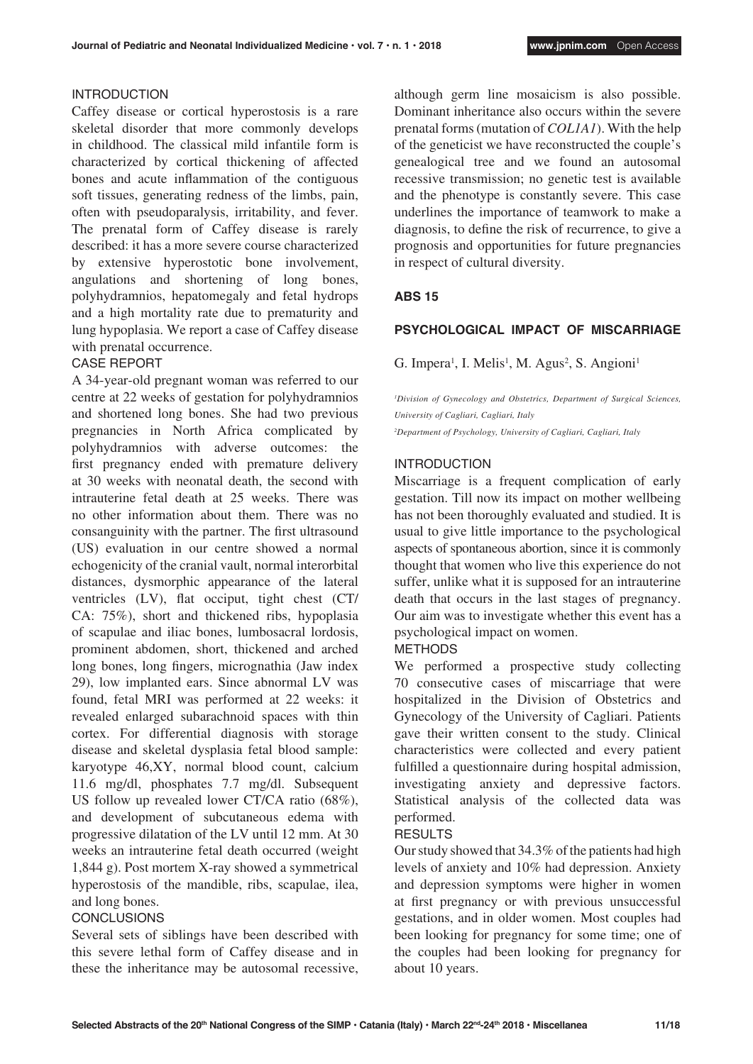## INTRODUCTION

Caffey disease or cortical hyperostosis is a rare skeletal disorder that more commonly develops in childhood. The classical mild infantile form is characterized by cortical thickening of affected bones and acute inflammation of the contiguous soft tissues, generating redness of the limbs, pain, often with pseudoparalysis, irritability, and fever. The prenatal form of Caffey disease is rarely described: it has a more severe course characterized by extensive hyperostotic bone involvement, angulations and shortening of long bones, polyhydramnios, hepatomegaly and fetal hydrops and a high mortality rate due to prematurity and lung hypoplasia. We report a case of Caffey disease with prenatal occurrence.

## CASE REPORT

A 34-year-old pregnant woman was referred to our centre at 22 weeks of gestation for polyhydramnios and shortened long bones. She had two previous pregnancies in North Africa complicated by polyhydramnios with adverse outcomes: the first pregnancy ended with premature delivery at 30 weeks with neonatal death, the second with intrauterine fetal death at 25 weeks. There was no other information about them. There was no consanguinity with the partner. The first ultrasound (US) evaluation in our centre showed a normal echogenicity of the cranial vault, normal interorbital distances, dysmorphic appearance of the lateral ventricles (LV), flat occiput, tight chest (CT/CA: 75%), short and thickened ribs, hypoplasia of scapulae and iliac bones, lumbosacral lordosis, prominent abdomen, short, thickened and arched long bones, long fingers, micrognathia (Jaw index 29), low implanted ears. Since abnormal LV was found, fetal MRI was performed at 22 weeks: it revealed enlarged subarachnoid spaces with thin cortex. For differential diagnosis with storage disease and skeletal dysplasia fetal blood sample: karyotype 46,XY, normal blood count, calcium 11.6 mg/dl, phosphates 7.7 mg/dl. Subsequent US follow up revealed lower CT/CA ratio (68%), and development of subcutaneous edema with progressive dilatation of the LV until 12 mm. At 30 weeks an intrauterine fetal death occurred (weight 1,844 g). Post mortem X-ray showed a symmetrical hyperostosis of the mandible, ribs, scapulae, ilea, and long bones.

## CONCLUSIONS

Several sets of siblings have been described with this severe lethal form of Caffey disease and in these the inheritance may be autosomal recessive, although germ line mosaicism is also possible. Dominant inheritance also occurs within the severe prenatal forms (mutation of *COL1A1*). With the help of the geneticist we have reconstructed the couple's genealogical tree and we found an autosomal recessive transmission; no genetic test is available and the phenotype is constantly severe. This case underlines the importance of teamwork to make a diagnosis, to define the risk of recurrence, to give a prognosis and opportunities for future pregnancies in respect of cultural diversity.

# ABS 15

## PSYCHOLOGICAL IMPACT OF MISCARRIAGE

G. Impera[1], I. Melis[1], M. Agus[2], S. Angioni[1]

*[1]Division of Gynecology and Obstetrics, Department of Surgical Sciences, University of Cagliari, Cagliari, Italy*

*[2]Department of Psychology, University of Cagliari, Cagliari, Italy*

## INTRODUCTION

Miscarriage is a frequent complication of early gestation. Till now its impact on mother wellbeing has not been thoroughly evaluated and studied. It is usual to give little importance to the psychological aspects of spontaneous abortion, since it is commonly thought that women who live this experience do not suffer, unlike what it is supposed for an intrauterine death that occurs in the last stages of pregnancy. Our aim was to investigate whether this event has a psychological impact on women.

## METHODS

We performed a prospective study collecting 70 consecutive cases of miscarriage that were hospitalized in the Division of Obstetrics and Gynecology of the University of Cagliari. Patients gave their written consent to the study. Clinical characteristics were collected and every patient fulfilled a questionnaire during hospital admission, investigating anxiety and depressive factors. Statistical analysis of the collected data was performed.

## RESULTS

Our study showed that 34.3% of the patients had high levels of anxiety and 10% had depression. Anxiety and depression symptoms were higher in women at first pregnancy or with previous unsuccessful gestations, and in older women. Most couples had been looking for pregnancy for some time; one of the couples had been looking for pregnancy for about 10 years.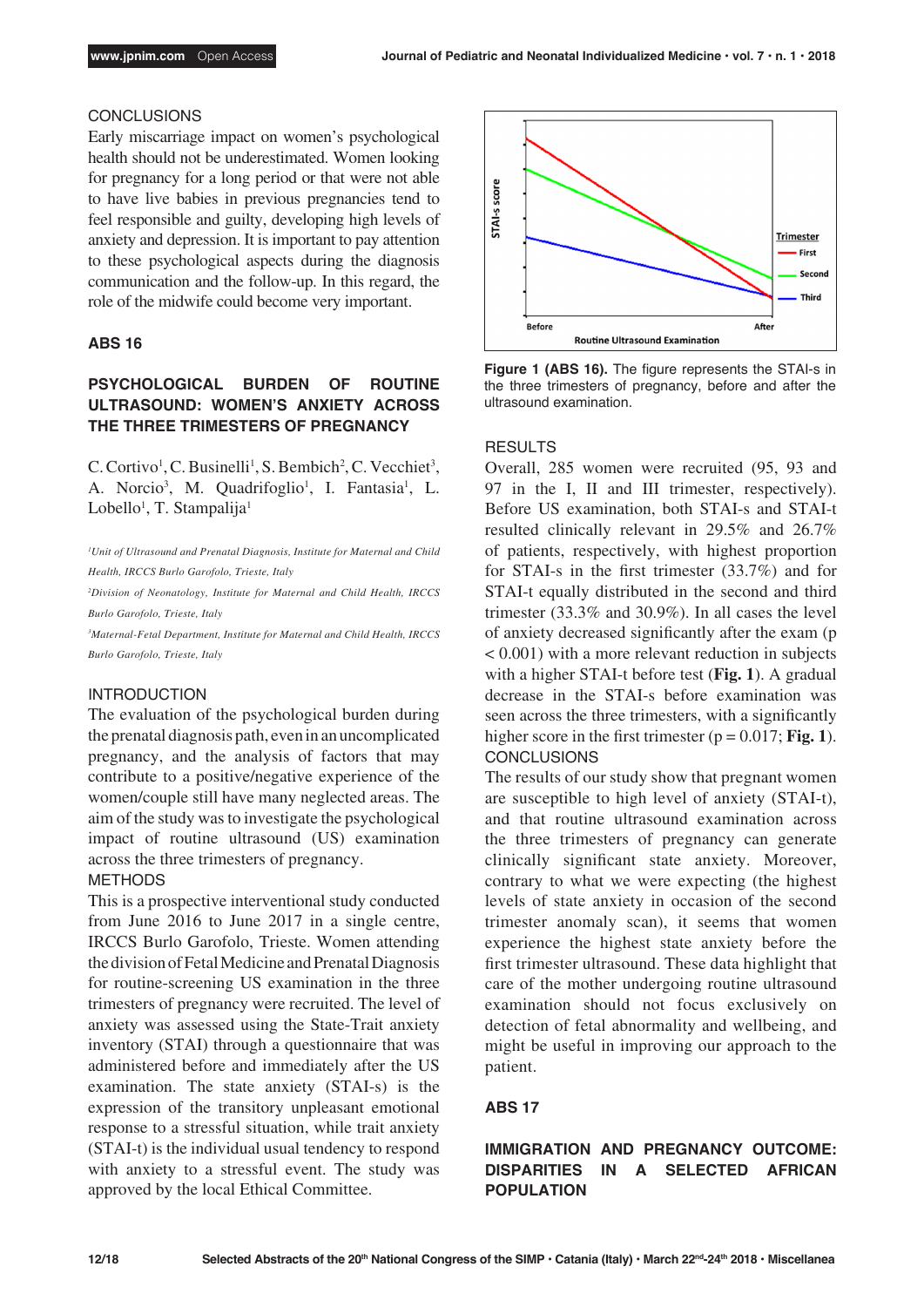CONCLUSIONS

Early miscarriage impact on women's psychological health should not be underestimated. Women looking for pregnancy for a long period or that were not able to have live babies in previous pregnancies tend to feel responsible and guilty, developing high levels of anxiety and depression. It is important to pay attention to these psychological aspects during the diagnosis communication and the follow-up. In this regard, the role of the midwife could become very important.

## ABS 16

### PSYCHOLOGICAL BURDEN OF ROUTINE ULTRASOUND: WOMEN'S ANXIETY ACROSS THE THREE TRIMESTERS OF PREGNANCY

C. Cortivo[1], C. Businelli[1], S. Bembich[2], C. Vecchiet[3], A. Norcio[3], M. Quadrifoglio[1], I. Fantasia[1], L. Lobello[1], T. Stampalija[1]

*[1]Unit of Ultrasound and Prenatal Diagnosis, Institute for Maternal and Child Health, IRCCS Burlo Garofolo, Trieste, Italy*

*[2]Division of Neonatology, Institute for Maternal and Child Health, IRCCS Burlo Garofolo, Trieste, Italy*

*[3]Maternal-Fetal Department, Institute for Maternal and Child Health, IRCCS Burlo Garofolo, Trieste, Italy*

INTRODUCTION

The evaluation of the psychological burden during the prenatal diagnosis path, even in an uncomplicated pregnancy, and the analysis of factors that may contribute to a positive/negative experience of the women/couple still have many neglected areas. The aim of the study was to investigate the psychological impact of routine ultrasound (US) examination across the three trimesters of pregnancy.

METHODS

This is a prospective interventional study conducted from June 2016 to June 2017 in a single centre, IRCCS Burlo Garofolo, Trieste. Women attending the division of Fetal Medicine and Prenatal Diagnosis for routine-screening US examination in the three trimesters of pregnancy were recruited. The level of anxiety was assessed using the State-Trait anxiety inventory (STAI) through a questionnaire that was administered before and immediately after the US examination. The state anxiety (STAI-s) is the expression of the transitory unpleasant emotional response to a stressful situation, while trait anxiety (STAI-t) is the individual usual tendency to respond with anxiety to a stressful event. The study was approved by the local Ethical Committee.

**Figure 1 (ABS 16).** The figure represents the STAI-s in the three trimesters of pregnancy, before and after the ultrasound examination.

RESULTS

Overall, 285 women were recruited (95, 93 and 97 in the I, II and III trimester, respectively). Before US examination, both STAI-s and STAI-t resulted clinically relevant in 29.5% and 26.7% of patients, respectively, with highest proportion for STAI-s in the first trimester (33.7%) and for STAI-t equally distributed in the second and third trimester (33.3% and 30.9%). In all cases the level of anxiety decreased significantly after the exam ($p < 0.001$) with a more relevant reduction in subjects with a higher STAI-t before test (**Fig. 1**). A gradual decrease in the STAI-s before examination was seen across the three trimesters, with a significantly higher score in the first trimester ($p = 0.017$; **Fig. 1**).

CONCLUSIONS

The results of our study show that pregnant women are susceptible to high level of anxiety (STAI-t), and that routine ultrasound examination across the three trimesters of pregnancy can generate clinically significant state anxiety. Moreover, contrary to what we were expecting (the highest levels of state anxiety in occasion of the second trimester anomaly scan), it seems that women experience the highest state anxiety before the first trimester ultrasound. These data highlight that care of the mother undergoing routine ultrasound examination should not focus exclusively on detection of fetal abnormality and wellbeing, and might be useful in improving our approach to the patient.

## ABS 17

### IMMIGRATION AND PREGNANCY OUTCOME: DISPARITIES IN A SELECTED AFRICAN POPULATION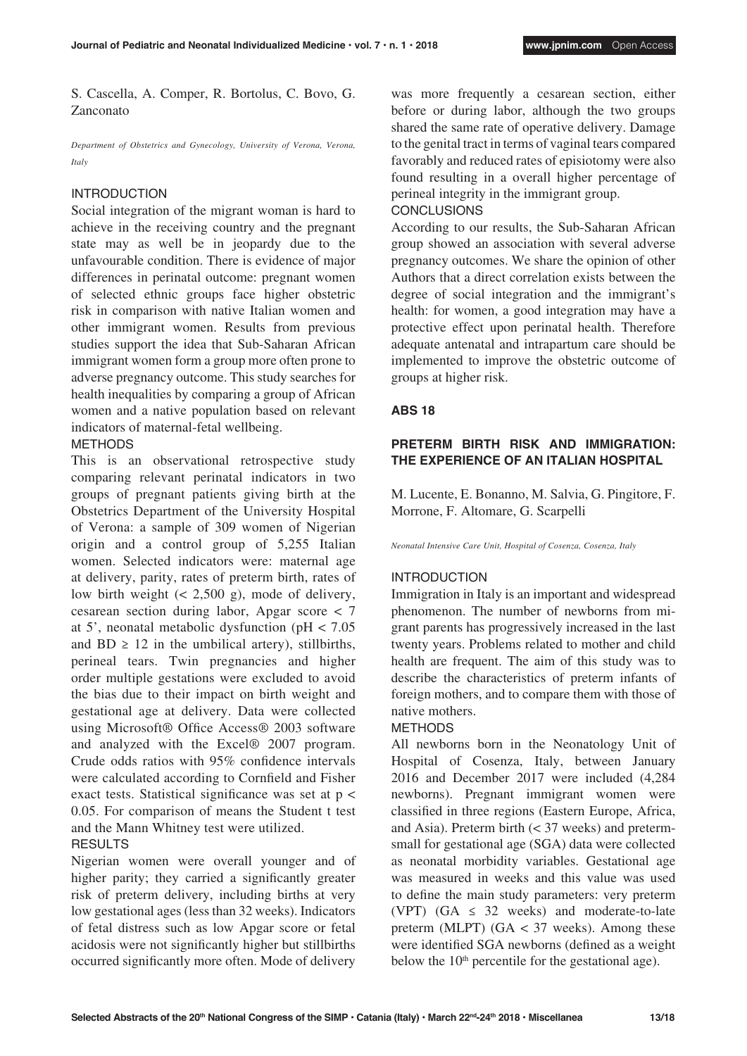S. Cascella, A. Comper, R. Bortolus, C. Bovo, G. Zanconato

*Department of Obstetrics and Gynecology, University of Verona, Verona, Italy*

INTRODUCTION

Social integration of the migrant woman is hard to achieve in the receiving country and the pregnant state may as well be in jeopardy due to the unfavourable condition. There is evidence of major differences in perinatal outcome: pregnant women of selected ethnic groups face higher obstetric risk in comparison with native Italian women and other immigrant women. Results from previous studies support the idea that Sub-Saharan African immigrant women form a group more often prone to adverse pregnancy outcome. This study searches for health inequalities by comparing a group of African women and a native population based on relevant indicators of maternal-fetal wellbeing.

METHODS

This is an observational retrospective study comparing relevant perinatal indicators in two groups of pregnant patients giving birth at the Obstetrics Department of the University Hospital of Verona: a sample of 309 women of Nigerian origin and a control group of 5,255 Italian women. Selected indicators were: maternal age at delivery, parity, rates of preterm birth, rates of low birth weight (< 2,500 g), mode of delivery, cesarean section during labor, Apgar score < 7 at 5', neonatal metabolic dysfunction (pH < 7.05 and BD ≥ 12 in the umbilical artery), stillbirths, perineal tears. Twin pregnancies and higher order multiple gestations were excluded to avoid the bias due to their impact on birth weight and gestational age at delivery. Data were collected using Microsoft® Office Access® 2003 software and analyzed with the Excel® 2007 program. Crude odds ratios with 95% confidence intervals were calculated according to Cornfield and Fisher exact tests. Statistical significance was set at $p < 0.05$. For comparison of means the Student t test and the Mann Whitney test were utilized.

RESULTS

Nigerian women were overall younger and of higher parity; they carried a significantly greater risk of preterm delivery, including births at very low gestational ages (less than 32 weeks). Indicators of fetal distress such as low Apgar score or fetal acidosis were not significantly higher but stillbirths occurred significantly more often. Mode of delivery was more frequently a cesarean section, either before or during labor, although the two groups shared the same rate of operative delivery. Damage to the genital tract in terms of vaginal tears compared favorably and reduced rates of episiotomy were also found resulting in a overall higher percentage of perineal integrity in the immigrant group.

CONCLUSIONS

According to our results, the Sub-Saharan African group showed an association with several adverse pregnancy outcomes. We share the opinion of other Authors that a direct correlation exists between the degree of social integration and the immigrant's health: for women, a good integration may have a protective effect upon perinatal health. Therefore adequate antenatal and intrapartum care should be implemented to improve the obstetric outcome of groups at higher risk.

**ABS 18**

## PRETERM BIRTH RISK AND IMMIGRATION: THE EXPERIENCE OF AN ITALIAN HOSPITAL

M. Lucente, E. Bonanno, M. Salvia, G. Pingitore, F. Morrone, F. Altomare, G. Scarpelli

*Neonatal Intensive Care Unit, Hospital of Cosenza, Cosenza, Italy*

INTRODUCTION

Immigration in Italy is an important and widespread phenomenon. The number of newborns from migrant parents has progressively increased in the last twenty years. Problems related to mother and child health are frequent. The aim of this study was to describe the characteristics of preterm infants of foreign mothers, and to compare them with those of native mothers.

METHODS

All newborns born in the Neonatology Unit of Hospital of Cosenza, Italy, between January 2016 and December 2017 were included (4,284 newborns). Pregnant immigrant women were classified in three regions (Eastern Europe, Africa, and Asia). Preterm birth (< 37 weeks) and preterm-small for gestational age (SGA) data were collected as neonatal morbidity variables. Gestational age was measured in weeks and this value was used to define the main study parameters: very preterm (VPT) (GA ≤ 32 weeks) and moderate-to-late preterm (MLPT) (GA < 37 weeks). Among these were identified SGA newborns (defined as a weight below the 10th percentile for the gestational age).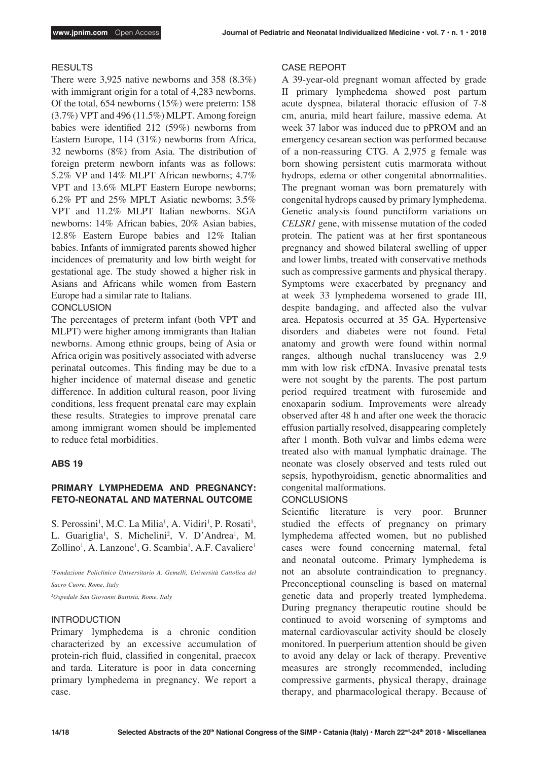## RESULTS

There were 3,925 native newborns and 358 (8.3%) with immigrant origin for a total of 4,283 newborns. Of the total, 654 newborns (15%) were preterm: 158 (3.7%) VPT and 496 (11.5%) MLPT. Among foreign babies were identified 212 (59%) newborns from Eastern Europe, 114 (31%) newborns from Africa, 32 newborns (8%) from Asia. The distribution of foreign preterm newborn infants was as follows: 5.2% VP and 14% MLPT African newborns; 4.7% VPT and 13.6% MLPT Eastern Europe newborns; 6.2% PT and 25% MPLT Asiatic newborns; 3.5% VPT and 11.2% MLPT Italian newborns. SGA newborns: 14% African babies, 20% Asian babies, 12.8% Eastern Europe babies and 12% Italian babies. Infants of immigrated parents showed higher incidences of prematurity and low birth weight for gestational age. The study showed a higher risk in Asians and Africans while women from Eastern Europe had a similar rate to Italians.

## CONCLUSION

The percentages of preterm infant (both VPT and MLPT) were higher among immigrants than Italian newborns. Among ethnic groups, being of Asia or Africa origin was positively associated with adverse perinatal outcomes. This finding may be due to a higher incidence of maternal disease and genetic difference. In addition cultural reason, poor living conditions, less frequent prenatal care may explain these results. Strategies to improve prenatal care among immigrant women should be implemented to reduce fetal morbidities.

## ABS 19

### PRIMARY LYMPHEDEMA AND PREGNANCY: FETO-NEONATAL AND MATERNAL OUTCOME

S. Perossini[1], M.C. La Milia[1], A. Vidiri[1], P. Rosati[1], L. Guariglia[1], S. Michelini[2], V. D'Andrea[1], M. Zollino[1], A. Lanzone[1], G. Scambia[1], A.F. Cavaliere[1]

*[1]Fondazione Policlinico Universitario A. Gemelli, Università Cattolica del Sacro Cuore, Rome, Italy*

*[2]Ospedale San Giovanni Battista, Rome, Italy*

## INTRODUCTION

Primary lymphedema is a chronic condition characterized by an excessive accumulation of protein-rich fluid, classified in congenital, praecox and tarda. Literature is poor in data concerning primary lymphedema in pregnancy. We report a case.

## CASE REPORT

A 39-year-old pregnant woman affected by grade II primary lymphedema showed post partum acute dyspnea, bilateral thoracic effusion of 7-8 cm, anuria, mild heart failure, massive edema. At week 37 labor was induced due to pPROM and an emergency cesarean section was performed because of a non-reassuring CTG. A 2,975 g female was born showing persistent cutis marmorata without hydrops, edema or other congenital abnormalities. The pregnant woman was born prematurely with congenital hydrops caused by primary lymphedema. Genetic analysis found punctiform variations on *CELSR1* gene, with missense mutation of the coded protein. The patient was at her first spontaneous pregnancy and showed bilateral swelling of upper and lower limbs, treated with conservative methods such as compressive garments and physical therapy. Symptoms were exacerbated by pregnancy and at week 33 lymphedema worsened to grade III, despite bandaging, and affected also the vulvar area. Hepatosis occurred at 35 GA. Hypertensive disorders and diabetes were not found. Fetal anatomy and growth were found within normal ranges, although nuchal translucency was 2.9 mm with low risk cfDNA. Invasive prenatal tests were not sought by the parents. The post partum period required treatment with furosemide and enoxaparin sodium. Improvements were already observed after 48 h and after one week the thoracic effusion partially resolved, disappearing completely after 1 month. Both vulvar and limbs edema were treated also with manual lymphatic drainage. The neonate was closely observed and tests ruled out sepsis, hypothyroidism, genetic abnormalities and congenital malformations.

## CONCLUSIONS

Scientific literature is very poor. Brunner studied the effects of pregnancy on primary lymphedema affected women, but no published cases were found concerning maternal, fetal and neonatal outcome. Primary lymphedema is not an absolute contraindication to pregnancy. Preconceptional counseling is based on maternal genetic data and properly treated lymphedema. During pregnancy therapeutic routine should be continued to avoid worsening of symptoms and maternal cardiovascular activity should be closely monitored. In puerperium attention should be given to avoid any delay or lack of therapy. Preventive measures are strongly recommended, including compressive garments, physical therapy, drainage therapy, and pharmacological therapy. Because of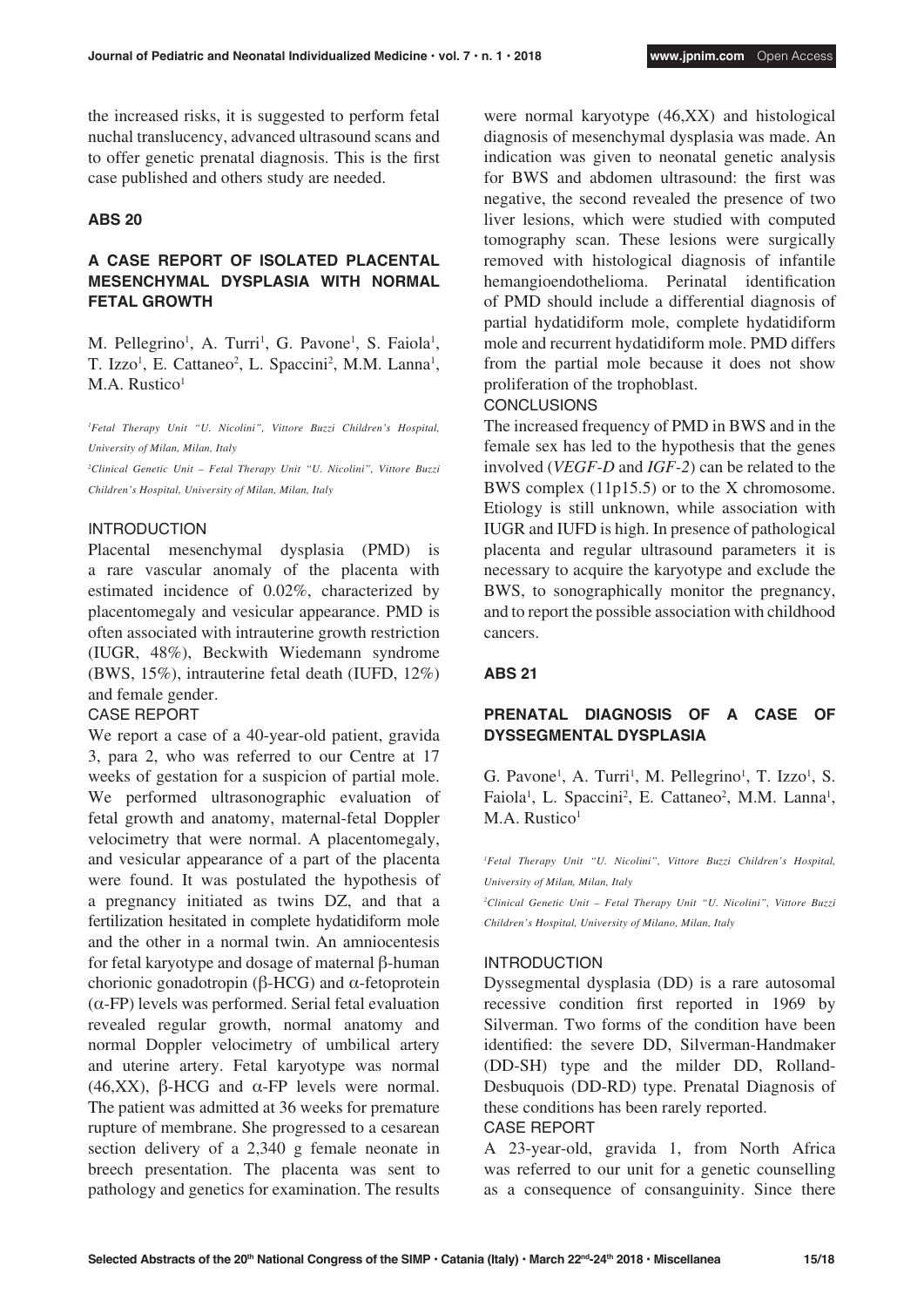the increased risks, it is suggested to perform fetal nuchal translucency, advanced ultrasound scans and to offer genetic prenatal diagnosis. This is the first case published and others study are needed.

## ABS 20

### A CASE REPORT OF ISOLATED PLACENTAL MESENCHYMAL DYSPLASIA WITH NORMAL FETAL GROWTH

M. Pellegrino[1], A. Turri[1], G. Pavone[1], S. Faiola[1], T. Izzo[1], E. Cattaneo[2], L. Spaccini[2], M.M. Lanna[1], M.A. Rustico[1]

*[1]Fetal Therapy Unit "U. Nicolini", Vittore Buzzi Children's Hospital, University of Milan, Milan, Italy*

*[2]Clinical Genetic Unit – Fetal Therapy Unit "U. Nicolini", Vittore Buzzi Children's Hospital, University of Milan, Milan, Italy*

INTRODUCTION

Placental mesenchymal dysplasia (PMD) is a rare vascular anomaly of the placenta with estimated incidence of 0.02%, characterized by placentomegaly and vesicular appearance. PMD is often associated with intrauterine growth restriction (IUGR, 48%), Beckwith Wiedemann syndrome (BWS, 15%), intrauterine fetal death (IUFD, 12%) and female gender.

CASE REPORT

We report a case of a 40-year-old patient, gravida 3, para 2, who was referred to our Centre at 17 weeks of gestation for a suspicion of partial mole. We performed ultrasonographic evaluation of fetal growth and anatomy, maternal-fetal Doppler velocimetry that were normal. A placentomegaly, and vesicular appearance of a part of the placenta were found. It was postulated the hypothesis of a pregnancy initiated as twins DZ, and that a fertilization hesitated in complete hydatidiform mole and the other in a normal twin. An amniocentesis for fetal karyotype and dosage of maternal β-human chorionic gonadotropin (β-HCG) and α-fetoprotein (α-FP) levels was performed. Serial fetal evaluation revealed regular growth, normal anatomy and normal Doppler velocimetry of umbilical artery and uterine artery. Fetal karyotype was normal (46,XX), β-HCG and α-FP levels were normal. The patient was admitted at 36 weeks for premature rupture of membrane. She progressed to a cesarean section delivery of a 2,340 g female neonate in breech presentation. The placenta was sent to pathology and genetics for examination. The results were normal karyotype (46,XX) and histological diagnosis of mesenchymal dysplasia was made. An indication was given to neonatal genetic analysis for BWS and abdomen ultrasound: the first was negative, the second revealed the presence of two liver lesions, which were studied with computed tomography scan. These lesions were surgically removed with histological diagnosis of infantile hemangioendothelioma. Perinatal identification of PMD should include a differential diagnosis of partial hydatidiform mole, complete hydatidiform mole and recurrent hydatidiform mole. PMD differs from the partial mole because it does not show proliferation of the trophoblast.

CONCLUSIONS

The increased frequency of PMD in BWS and in the female sex has led to the hypothesis that the genes involved (*VEGF-D* and *IGF-2*) can be related to the BWS complex (11p15.5) or to the X chromosome. Etiology is still unknown, while association with IUGR and IUFD is high. In presence of pathological placenta and regular ultrasound parameters it is necessary to acquire the karyotype and exclude the BWS, to sonographically monitor the pregnancy, and to report the possible association with childhood cancers.

## ABS 21

### PRENATAL DIAGNOSIS OF A CASE OF DYSSEGMENTAL DYSPLASIA

G. Pavone[1], A. Turri[1], M. Pellegrino[1], T. Izzo[1], S. Faiola[1], L. Spaccini[2], E. Cattaneo[2], M.M. Lanna[1], M.A. Rustico[1]

*[1]Fetal Therapy Unit "U. Nicolini", Vittore Buzzi Children's Hospital, University of Milan, Milan, Italy*

*[2]Clinical Genetic Unit – Fetal Therapy Unit "U. Nicolini", Vittore Buzzi Children's Hospital, University of Milano, Milan, Italy*

INTRODUCTION

Dyssegmental dysplasia (DD) is a rare autosomal recessive condition first reported in 1969 by Silverman. Two forms of the condition have been identified: the severe DD, Silverman-Handmaker (DD-SH) type and the milder DD, Rolland-Desbuquois (DD-RD) type. Prenatal Diagnosis of these conditions has been rarely reported.

CASE REPORT

A 23-year-old, gravida 1, from North Africa was referred to our unit for a genetic counselling as a consequence of consanguinity. Since there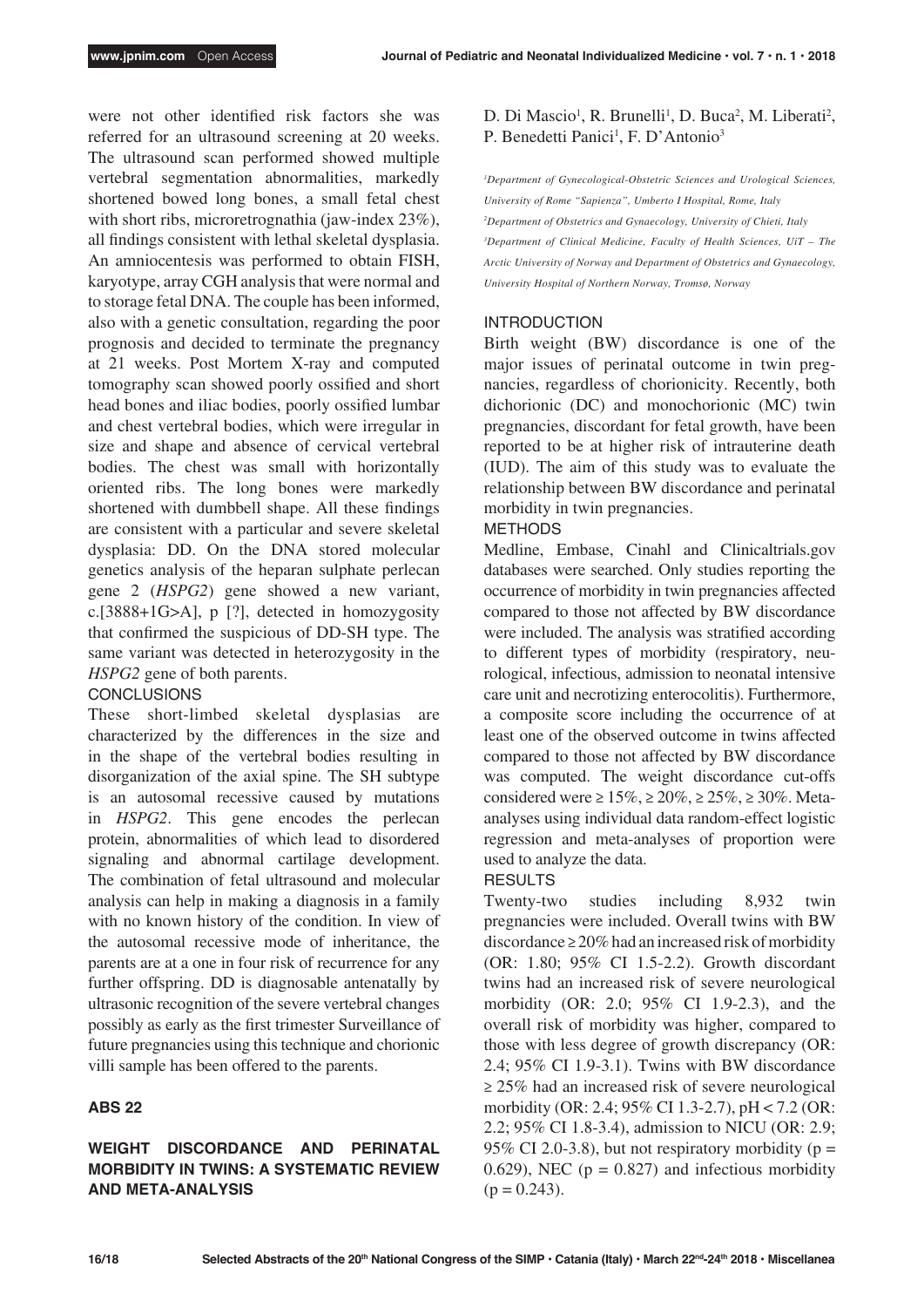were not other identified risk factors she was referred for an ultrasound screening at 20 weeks. The ultrasound scan performed showed multiple vertebral segmentation abnormalities, markedly shortened bowed long bones, a small fetal chest with short ribs, microretrognathia (jaw-index 23%), all findings consistent with lethal skeletal dysplasia. An amniocentesis was performed to obtain FISH, karyotype, array CGH analysis that were normal and to storage fetal DNA. The couple has been informed, also with a genetic consultation, regarding the poor prognosis and decided to terminate the pregnancy at 21 weeks. Post Mortem X-ray and computed tomography scan showed poorly ossified and short head bones and iliac bodies, poorly ossified lumbar and chest vertebral bodies, which were irregular in size and shape and absence of cervical vertebral bodies. The chest was small with horizontally oriented ribs. The long bones were markedly shortened with dumbbell shape. All these findings are consistent with a particular and severe skeletal dysplasia: DD. On the DNA stored molecular genetics analysis of the heparan sulphate perlecan gene 2 (*HSPG2*) gene showed a new variant, c.[3888+1G>A], p [?], detected in homozygosity that confirmed the suspicious of DD-SH type. The same variant was detected in heterozygosity in the *HSPG2* gene of both parents.

CONCLUSIONS

These short-limbed skeletal dysplasias are characterized by the differences in the size and in the shape of the vertebral bodies resulting in disorganization of the axial spine. The SH subtype is an autosomal recessive caused by mutations in *HSPG2*. This gene encodes the perlecan protein, abnormalities of which lead to disordered signaling and abnormal cartilage development. The combination of fetal ultrasound and molecular analysis can help in making a diagnosis in a family with no known history of the condition. In view of the autosomal recessive mode of inheritance, the parents are at a one in four risk of recurrence for any further offspring. DD is diagnosable antenatally by ultrasonic recognition of the severe vertebral changes possibly as early as the first trimester Surveillance of future pregnancies using this technique and chorionic villi sample has been offered to the parents.

## ABS 22

## WEIGHT DISCORDANCE AND PERINATAL MORBIDITY IN TWINS: A SYSTEMATIC REVIEW AND META-ANALYSIS

D. Di Mascio[1], R. Brunelli[1], D. Buca[2], M. Liberati[2], P. Benedetti Panici[1], F. D'Antonio[3]

*[1]Department of Gynecological-Obstetric Sciences and Urological Sciences, University of Rome "Sapienza", Umberto I Hospital, Rome, Italy*
*[2]Department of Obstetrics and Gynaecology, University of Chieti, Italy*
*[3]Department of Clinical Medicine, Faculty of Health Sciences, UiT – The Arctic University of Norway and Department of Obstetrics and Gynaecology, University Hospital of Northern Norway, Tromsø, Norway*

INTRODUCTION

Birth weight (BW) discordance is one of the major issues of perinatal outcome in twin pregnancies, regardless of chorionicity. Recently, both dichorionic (DC) and monochorionic (MC) twin pregnancies, discordant for fetal growth, have been reported to be at higher risk of intrauterine death (IUD). The aim of this study was to evaluate the relationship between BW discordance and perinatal morbidity in twin pregnancies.

METHODS

Medline, Embase, Cinahl and Clinicaltrials.gov databases were searched. Only studies reporting the occurrence of morbidity in twin pregnancies affected compared to those not affected by BW discordance were included. The analysis was stratified according to different types of morbidity (respiratory, neurological, infectious, admission to neonatal intensive care unit and necrotizing enterocolitis). Furthermore, a composite score including the occurrence of at least one of the observed outcome in twins affected compared to those not affected by BW discordance was computed. The weight discordance cut-offs considered were ≥ 15%, ≥ 20%, ≥ 25%, ≥ 30%. Meta-analyses using individual data random-effect logistic regression and meta-analyses of proportion were used to analyze the data.

RESULTS

Twenty-two studies including 8,932 twin pregnancies were included. Overall twins with BW discordance ≥ 20% had an increased risk of morbidity (OR: 1.80; 95% CI 1.5-2.2). Growth discordant twins had an increased risk of severe neurological morbidity (OR: 2.0; 95% CI 1.9-2.3), and the overall risk of morbidity was higher, compared to those with less degree of growth discrepancy (OR: 2.4; 95% CI 1.9-3.1). Twins with BW discordance ≥ 25% had an increased risk of severe neurological morbidity (OR: 2.4; 95% CI 1.3-2.7), pH < 7.2 (OR: 2.2; 95% CI 1.8-3.4), admission to NICU (OR: 2.9; 95% CI 2.0-3.8), but not respiratory morbidity ($p = 0.629$), NEC ($p = 0.827$) and infectious morbidity ($p = 0.243$).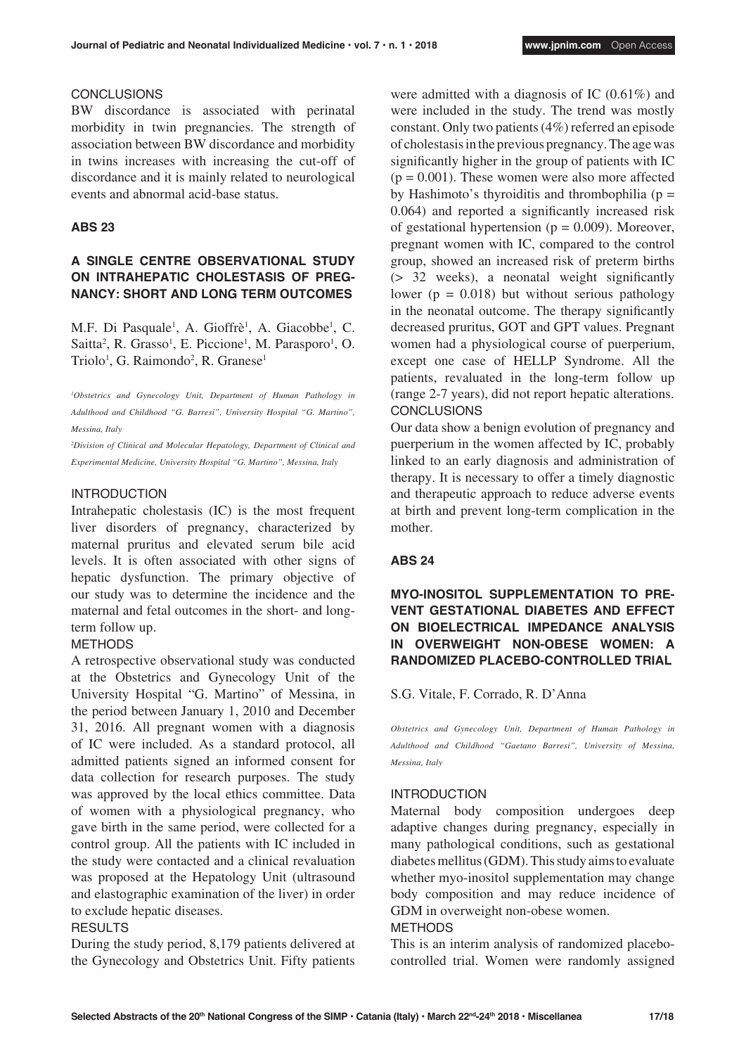CONCLUSIONS

BW discordance is associated with perinatal morbidity in twin pregnancies. The strength of association between BW discordance and morbidity in twins increases with increasing the cut-off of discordance and it is mainly related to neurological events and abnormal acid-base status.

## ABS 23

### A SINGLE CENTRE OBSERVATIONAL STUDY ON INTRAHEPATIC CHOLESTASIS OF PREGNANCY: SHORT AND LONG TERM OUTCOMES

M.F. Di Pasquale[1], A. Gioffrè[1], A. Giacobbe[1], C. Saitta[2], R. Grasso[1], E. Piccione[1], M. Parasporo[1], O. Triolo[1], G. Raimondo[2], R. Granese[1]

*[1]Obstetrics and Gynecology Unit, Department of Human Pathology in Adulthood and Childhood "G. Barresi", University Hospital "G. Martino", Messina, Italy*

*[2]Division of Clinical and Molecular Hepatology, Department of Clinical and Experimental Medicine, University Hospital "G. Martino", Messina, Italy*

INTRODUCTION

Intrahepatic cholestasis (IC) is the most frequent liver disorders of pregnancy, characterized by maternal pruritus and elevated serum bile acid levels. It is often associated with other signs of hepatic dysfunction. The primary objective of our study was to determine the incidence and the maternal and fetal outcomes in the short- and long-term follow up.

METHODS

A retrospective observational study was conducted at the Obstetrics and Gynecology Unit of the University Hospital "G. Martino" of Messina, in the period between January 1, 2010 and December 31, 2016. All pregnant women with a diagnosis of IC were included. As a standard protocol, all admitted patients signed an informed consent for data collection for research purposes. The study was approved by the local ethics committee. Data of women with a physiological pregnancy, who gave birth in the same period, were collected for a control group. All the patients with IC included in the study were contacted and a clinical revaluation was proposed at the Hepatology Unit (ultrasound and elastographic examination of the liver) in order to exclude hepatic diseases.

RESULTS

During the study period, 8,179 patients delivered at the Gynecology and Obstetrics Unit. Fifty patients were admitted with a diagnosis of IC (0.61%) and were included in the study. The trend was mostly constant. Only two patients (4%) referred an episode of cholestasis in the previous pregnancy. The age was significantly higher in the group of patients with IC ($p = 0.001$). These women were also more affected by Hashimoto's thyroiditis and thrombophilia ($p = 0.064$) and reported a significantly increased risk of gestational hypertension ($p = 0.009$). Moreover, pregnant women with IC, compared to the control group, showed an increased risk of preterm births (> 32 weeks), a neonatal weight significantly lower ($p = 0.018$) but without serious pathology in the neonatal outcome. The therapy significantly decreased pruritus, GOT and GPT values. Pregnant women had a physiological course of puerperium, except one case of HELLP Syndrome. All the patients, revaluated in the long-term follow up (range 2-7 years), did not report hepatic alterations.

CONCLUSIONS

Our data show a benign evolution of pregnancy and puerperium in the women affected by IC, probably linked to an early diagnosis and administration of therapy. It is necessary to offer a timely diagnostic and therapeutic approach to reduce adverse events at birth and prevent long-term complication in the mother.

## ABS 24

### MYO-INOSITOL SUPPLEMENTATION TO PREVENT GESTATIONAL DIABETES AND EFFECT ON BIOELECTRICAL IMPEDANCE ANALYSIS IN OVERWEIGHT NON-OBESE WOMEN: A RANDOMIZED PLACEBO-CONTROLLED TRIAL

S.G. Vitale, F. Corrado, R. D'Anna

*Obstetrics and Gynecology Unit, Department of Human Pathology in Adulthood and Childhood "Gaetano Barresi", University of Messina, Messina, Italy*

INTRODUCTION

Maternal body composition undergoes deep adaptive changes during pregnancy, especially in many pathological conditions, such as gestational diabetes mellitus (GDM). This study aims to evaluate whether myo-inositol supplementation may change body composition and may reduce incidence of GDM in overweight non-obese women.

METHODS

This is an interim analysis of randomized placebo-controlled trial. Women were randomly assigned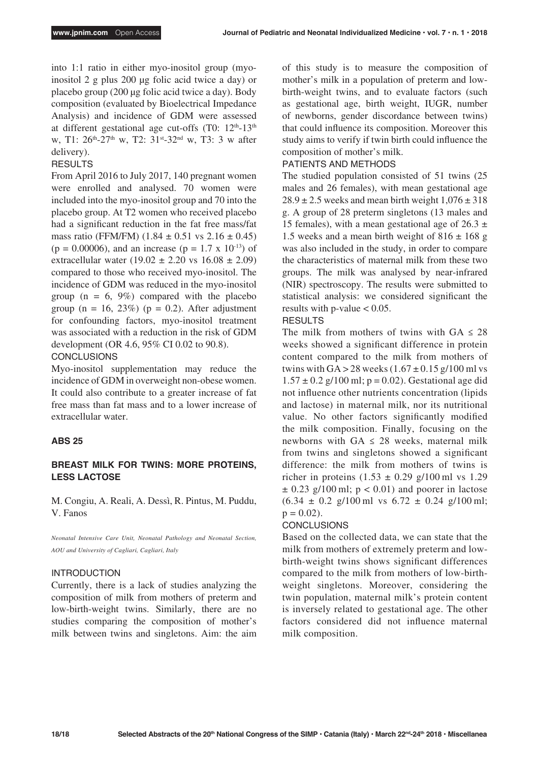into 1:1 ratio in either myo-inositol group (myo-inositol 2 g plus 200 μg folic acid twice a day) or placebo group (200 μg folic acid twice a day). Body composition (evaluated by Bioelectrical Impedance Analysis) and incidence of GDM were assessed at different gestational age cut-offs (T0: 12th-13th w, T1: 26th-27th w, T2: 31st-32nd w, T3: 3 w after delivery).

RESULTS

From April 2016 to July 2017, 140 pregnant women were enrolled and analysed. 70 women were included into the myo-inositol group and 70 into the placebo group. At T2 women who received placebo had a significant reduction in the fat free mass/fat mass ratio (FFM/FM) ($1.84 \pm 0.51$ vs $2.16 \pm 0.45$) ($p = 0.00006$), and an increase ($p = 1.7 \times 10^{-13}$) of extracellular water ($19.02 \pm 2.20$ vs $16.08 \pm 2.09$) compared to those who received myo-inositol. The incidence of GDM was reduced in the myo-inositol group (n = 6, 9%) compared with the placebo group (n = 16, 23%) ($p = 0.2$). After adjustment for confounding factors, myo-inositol treatment was associated with a reduction in the risk of GDM development (OR 4.6, 95% CI 0.02 to 90.8).

CONCLUSIONS

Myo-inositol supplementation may reduce the incidence of GDM in overweight non-obese women. It could also contribute to a greater increase of fat free mass than fat mass and to a lower increase of extracellular water.

## ABS 25

### BREAST MILK FOR TWINS: MORE PROTEINS, LESS LACTOSE

M. Congiu, A. Reali, A. Dessì, R. Pintus, M. Puddu, V. Fanos

*Neonatal Intensive Care Unit, Neonatal Pathology and Neonatal Section, AOU and University of Cagliari, Cagliari, Italy*

INTRODUCTION

Currently, there is a lack of studies analyzing the composition of milk from mothers of preterm and low-birth-weight twins. Similarly, there are no studies comparing the composition of mother's milk between twins and singletons. Aim: the aim of this study is to measure the composition of mother's milk in a population of preterm and low-birth-weight twins, and to evaluate factors (such as gestational age, birth weight, IUGR, number of newborns, gender discordance between twins) that could influence its composition. Moreover this study aims to verify if twin birth could influence the composition of mother's milk.

PATIENTS AND METHODS

The studied population consisted of 51 twins (25 males and 26 females), with mean gestational age $28.9 \pm 2.5$ weeks and mean birth weight $1,076 \pm 318$ g. A group of 28 preterm singletons (13 males and 15 females), with a mean gestational age of $26.3 \pm 1.5$ weeks and a mean birth weight of $816 \pm 168$ g was also included in the study, in order to compare the characteristics of maternal milk from these two groups. The milk was analysed by near-infrared (NIR) spectroscopy. The results were submitted to statistical analysis: we considered significant the results with p-value $< 0.05$.

RESULTS

The milk from mothers of twins with GA $\leq 28$ weeks showed a significant difference in protein content compared to the milk from mothers of twins with GA $> 28$ weeks ($1.67 \pm 0.15$ g/100 ml vs $1.57 \pm 0.2$ g/100 ml; $p = 0.02$). Gestational age did not influence other nutrients concentration (lipids and lactose) in maternal milk, nor its nutritional value. No other factors significantly modified the milk composition. Finally, focusing on the newborns with GA $\leq 28$ weeks, maternal milk from twins and singletons showed a significant difference: the milk from mothers of twins is richer in proteins ($1.53 \pm 0.29$ g/100 ml vs $1.29 \pm 0.23$ g/100 ml; $p < 0.01$) and poorer in lactose ($6.34 \pm 0.2$ g/100 ml vs $6.72 \pm 0.24$ g/100 ml; $p = 0.02$).

CONCLUSIONS

Based on the collected data, we can state that the milk from mothers of extremely preterm and low-birth-weight twins shows significant differences compared to the milk from mothers of low-birth-weight singletons. Moreover, considering the twin population, maternal milk's protein content is inversely related to gestational age. The other factors considered did not influence maternal milk composition.